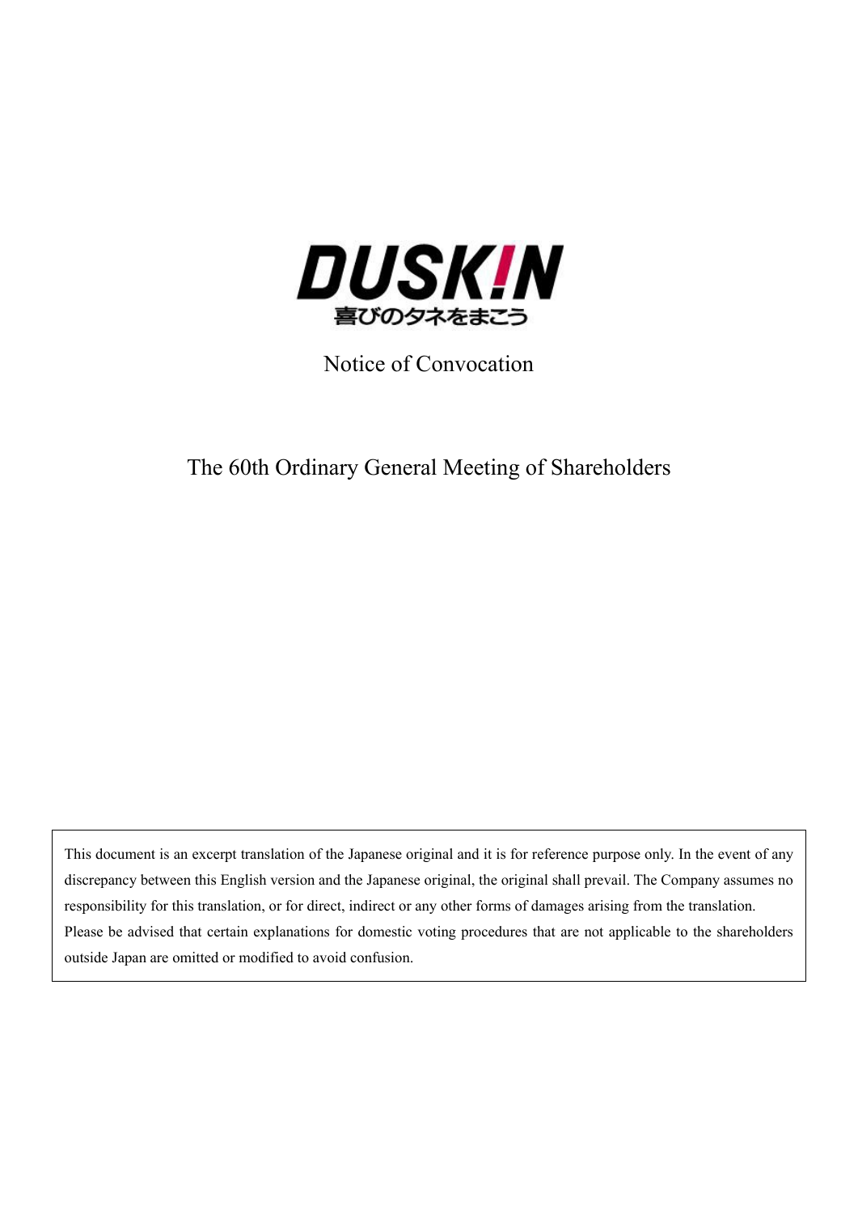DUSK!N

喜びのタネをまこう

# Notice of Convocation

# The 60th Ordinary General Meeting of Shareholders

This document is an excerpt translation of the Japanese original and it is for reference purpose only. In the event of any discrepancy between this English version and the Japanese original, the original shall prevail. The Company assumes no responsibility for this translation, or for direct, indirect or any other forms of damages arising from the translation.
Please be advised that certain explanations for domestic voting procedures that are not applicable to the shareholders outside Japan are omitted or modified to avoid confusion.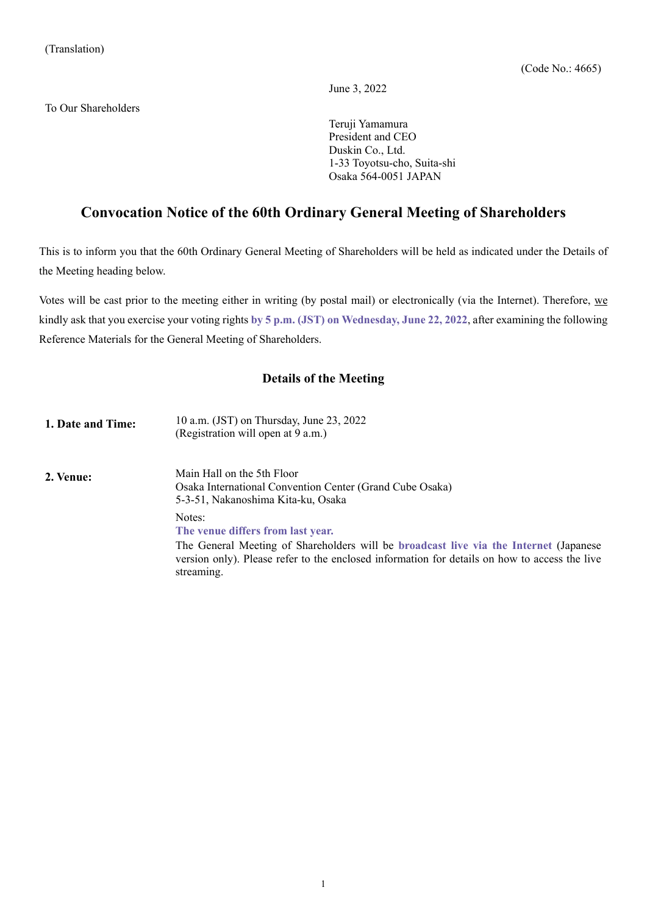(Translation)

(Code No.: 4665)

June 3, 2022

To Our Shareholders

Teruji Yamamura
President and CEO
Duskin Co., Ltd.
1-33 Toyotsu-cho, Suita-shi
Osaka 564-0051 JAPAN

# Convocation Notice of the 60th Ordinary General Meeting of Shareholders

This is to inform you that the 60th Ordinary General Meeting of Shareholders will be held as indicated under the Details of the Meeting heading below.

Votes will be cast prior to the meeting either in writing (by postal mail) or electronically (via the Internet). Therefore, we kindly ask that you exercise your voting rights **by 5 p.m. (JST) on Wednesday, June 22, 2022**, after examining the following Reference Materials for the General Meeting of Shareholders.

## Details of the Meeting

**1. Date and Time:** 10 a.m. (JST) on Thursday, June 23, 2022
(Registration will open at 9 a.m.)

**2. Venue:** Main Hall on the 5th Floor
Osaka International Convention Center (Grand Cube Osaka)
5-3-51, Nakanoshima Kita-ku, Osaka

Notes:
**The venue differs from last year.**
The General Meeting of Shareholders will be **broadcast live via the Internet** (Japanese version only). Please refer to the enclosed information for details on how to access the live streaming.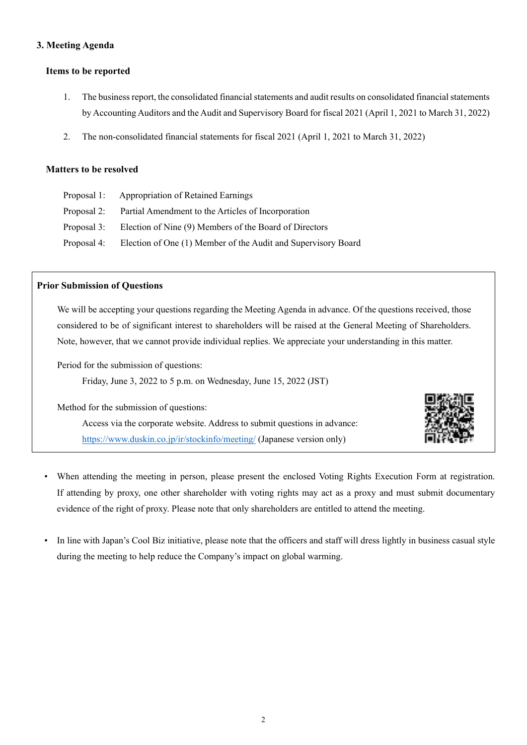## 3. Meeting Agenda

### Items to be reported

1. The business report, the consolidated financial statements and audit results on consolidated financial statements by Accounting Auditors and the Audit and Supervisory Board for fiscal 2021 (April 1, 2021 to March 31, 2022)
2. The non-consolidated financial statements for fiscal 2021 (April 1, 2021 to March 31, 2022)

### Matters to be resolved

Proposal 1: Appropriation of Retained Earnings
Proposal 2: Partial Amendment to the Articles of Incorporation
Proposal 3: Election of Nine (9) Members of the Board of Directors
Proposal 4: Election of One (1) Member of the Audit and Supervisory Board

**Prior Submission of Questions**

We will be accepting your questions regarding the Meeting Agenda in advance. Of the questions received, those considered to be of significant interest to shareholders will be raised at the General Meeting of Shareholders. Note, however, that we cannot provide individual replies. We appreciate your understanding in this matter.

Period for the submission of questions:
Friday, June 3, 2022 to 5 p.m. on Wednesday, June 15, 2022 (JST)

Method for the submission of questions:
Access via the corporate website. Address to submit questions in advance:
https://www.duskin.co.jp/ir/stockinfo/meeting/ (Japanese version only)

- When attending the meeting in person, please present the enclosed Voting Rights Execution Form at registration. If attending by proxy, one other shareholder with voting rights may act as a proxy and must submit documentary evidence of the right of proxy. Please note that only shareholders are entitled to attend the meeting.
- In line with Japan's Cool Biz initiative, please note that the officers and staff will dress lightly in business casual style during the meeting to help reduce the Company's impact on global warming.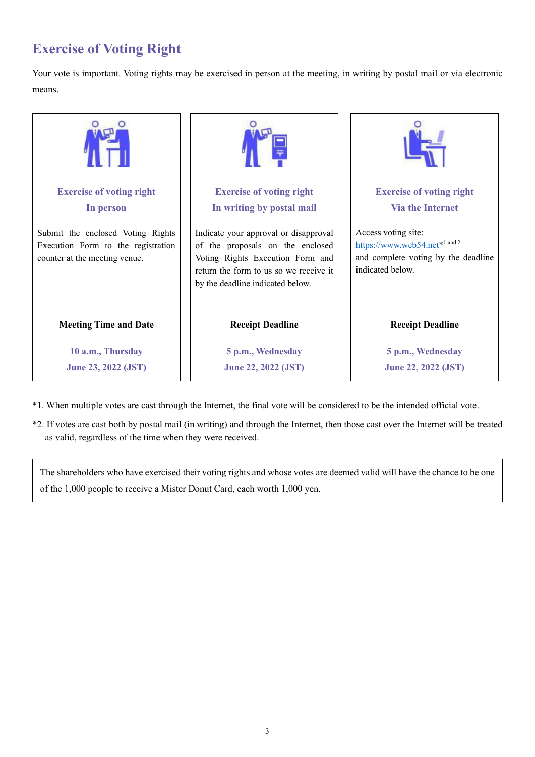# Exercise of Voting Right

Your vote is important. Voting rights may be exercised in person at the meeting, in writing by postal mail or via electronic means.

| **Exercise of voting right**<br>**In person** | **Exercise of voting right**<br>**In writing by postal mail** | **Exercise of voting right**<br>**Via the Internet** |
|---|---|---|
| Submit the enclosed Voting Rights Execution Form to the registration counter at the meeting venue. | Indicate your approval or disapproval of the proposals on the enclosed Voting Rights Execution Form and return the form to us so we receive it by the deadline indicated below. | Access voting site: https://www.web54.net*[1 and 2] and complete voting by the deadline indicated below. |
| **Meeting Time and Date** | **Receipt Deadline** | **Receipt Deadline** |
| **10 a.m., Thursday June 23, 2022 (JST)** | **5 p.m., Wednesday June 22, 2022 (JST)** | **5 p.m., Wednesday June 22, 2022 (JST)** |

*1. When multiple votes are cast through the Internet, the final vote will be considered to be the intended official vote.

*2. If votes are cast both by postal mail (in writing) and through the Internet, then those cast over the Internet will be treated as valid, regardless of the time when they were received.

> The shareholders who have exercised their voting rights and whose votes are deemed valid will have the chance to be one of the 1,000 people to receive a Mister Donut Card, each worth 1,000 yen.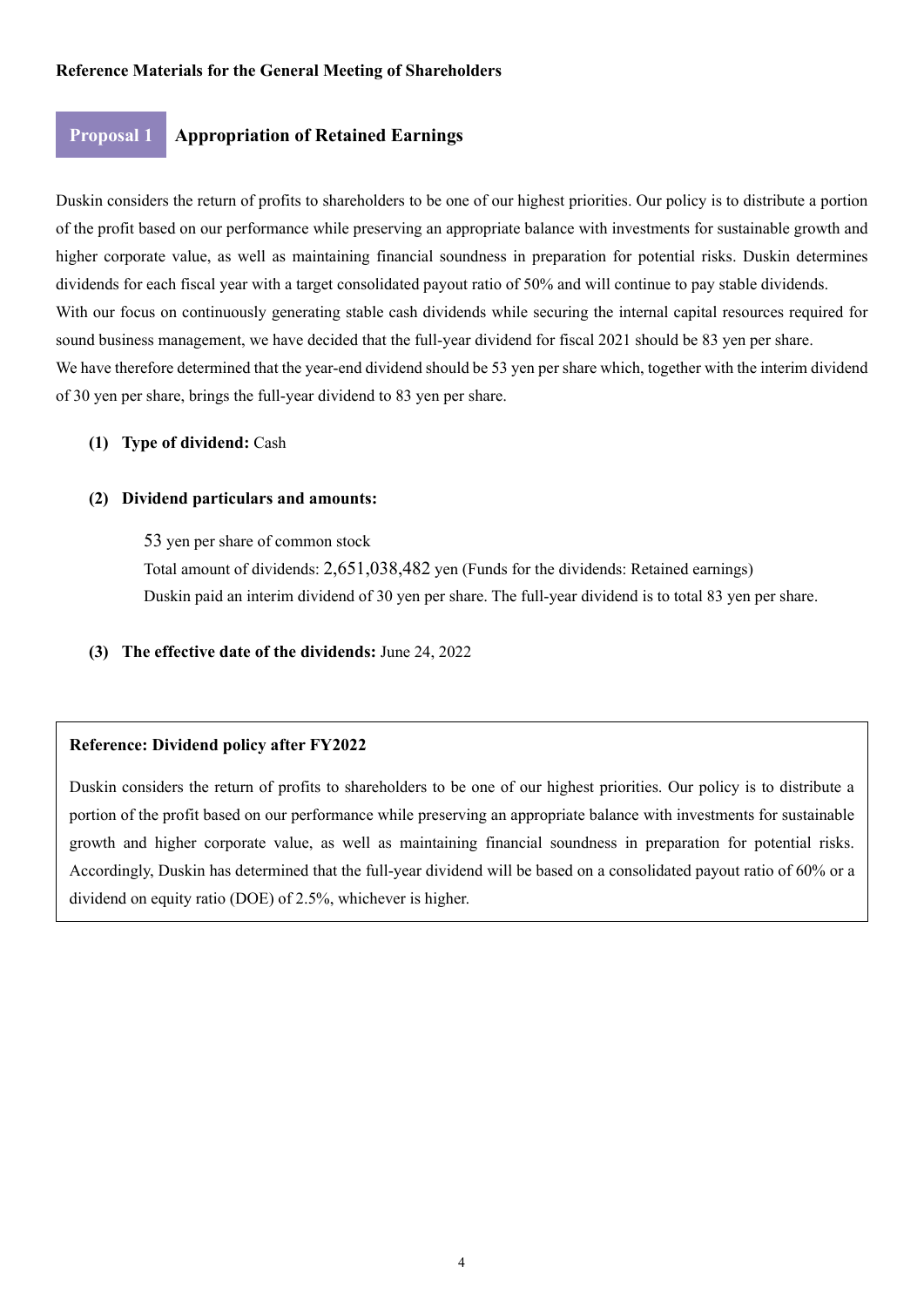**Reference Materials for the General Meeting of Shareholders**

## Proposal 1 Appropriation of Retained Earnings

Duskin considers the return of profits to shareholders to be one of our highest priorities. Our policy is to distribute a portion of the profit based on our performance while preserving an appropriate balance with investments for sustainable growth and higher corporate value, as well as maintaining financial soundness in preparation for potential risks. Duskin determines dividends for each fiscal year with a target consolidated payout ratio of 50% and will continue to pay stable dividends.
With our focus on continuously generating stable cash dividends while securing the internal capital resources required for sound business management, we have decided that the full-year dividend for fiscal 2021 should be 83 yen per share.
We have therefore determined that the year-end dividend should be 53 yen per share which, together with the interim dividend of 30 yen per share, brings the full-year dividend to 83 yen per share.

**(1) Type of dividend:** Cash

**(2) Dividend particulars and amounts:**

53 yen per share of common stock
Total amount of dividends: 2,651,038,482 yen (Funds for the dividends: Retained earnings)
Duskin paid an interim dividend of 30 yen per share. The full-year dividend is to total 83 yen per share.

**(3) The effective date of the dividends:** June 24, 2022

**Reference: Dividend policy after FY2022**

Duskin considers the return of profits to shareholders to be one of our highest priorities. Our policy is to distribute a portion of the profit based on our performance while preserving an appropriate balance with investments for sustainable growth and higher corporate value, as well as maintaining financial soundness in preparation for potential risks. Accordingly, Duskin has determined that the full-year dividend will be based on a consolidated payout ratio of 60% or a dividend on equity ratio (DOE) of 2.5%, whichever is higher.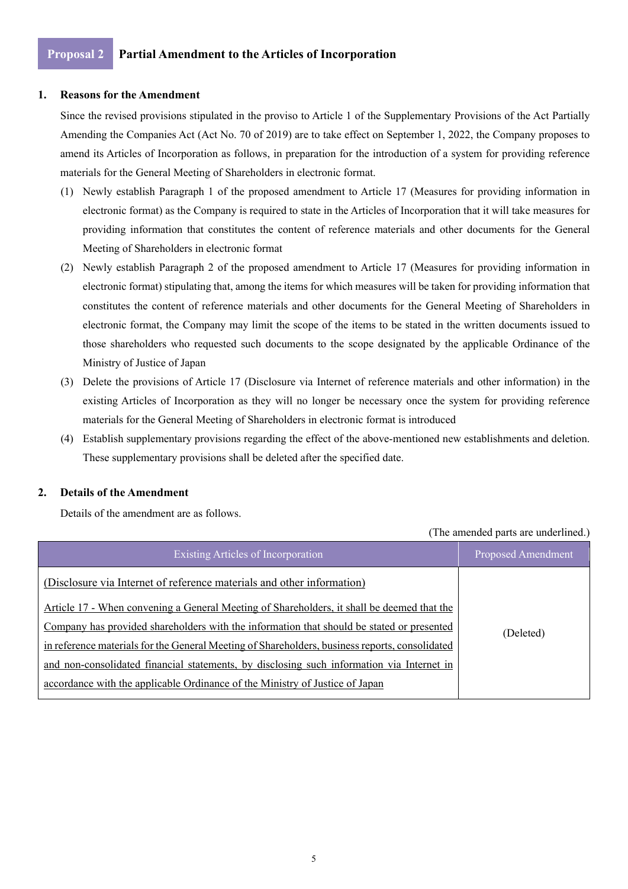## Proposal 2 Partial Amendment to the Articles of Incorporation

### 1. Reasons for the Amendment

Since the revised provisions stipulated in the proviso to Article 1 of the Supplementary Provisions of the Act Partially Amending the Companies Act (Act No. 70 of 2019) are to take effect on September 1, 2022, the Company proposes to amend its Articles of Incorporation as follows, in preparation for the introduction of a system for providing reference materials for the General Meeting of Shareholders in electronic format.

(1) Newly establish Paragraph 1 of the proposed amendment to Article 17 (Measures for providing information in electronic format) as the Company is required to state in the Articles of Incorporation that it will take measures for providing information that constitutes the content of reference materials and other documents for the General Meeting of Shareholders in electronic format

(2) Newly establish Paragraph 2 of the proposed amendment to Article 17 (Measures for providing information in electronic format) stipulating that, among the items for which measures will be taken for providing information that constitutes the content of reference materials and other documents for the General Meeting of Shareholders in electronic format, the Company may limit the scope of the items to be stated in the written documents issued to those shareholders who requested such documents to the scope designated by the applicable Ordinance of the Ministry of Justice of Japan

(3) Delete the provisions of Article 17 (Disclosure via Internet of reference materials and other information) in the existing Articles of Incorporation as they will no longer be necessary once the system for providing reference materials for the General Meeting of Shareholders in electronic format is introduced

(4) Establish supplementary provisions regarding the effect of the above-mentioned new establishments and deletion. These supplementary provisions shall be deleted after the specified date.

### 2. Details of the Amendment

Details of the amendment are as follows.

(The amended parts are underlined.)

| Existing Articles of Incorporation | Proposed Amendment |
|---|---|
| <u>(Disclosure via Internet of reference materials and other information)</u><br><u>Article 17 - When convening a General Meeting of Shareholders, it shall be deemed that the Company has provided shareholders with the information that should be stated or presented in reference materials for the General Meeting of Shareholders, business reports, consolidated and non-consolidated financial statements, by disclosing such information via Internet in accordance with the applicable Ordinance of the Ministry of Justice of Japan</u> | (Deleted) |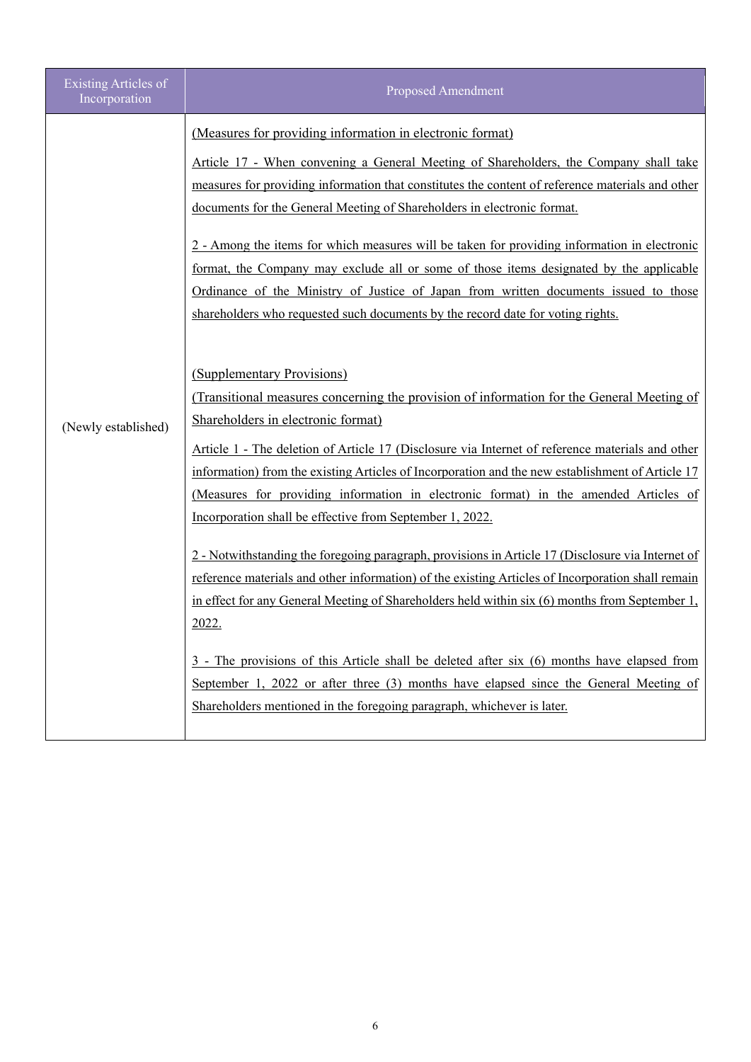| Existing Articles of Incorporation | Proposed Amendment |
|---|---|
| (Newly established) | (Measures for providing information in electronic format)<br><br>Article 17 - When convening a General Meeting of Shareholders, the Company shall take measures for providing information that constitutes the content of reference materials and other documents for the General Meeting of Shareholders in electronic format.<br><br>2 - Among the items for which measures will be taken for providing information in electronic format, the Company may exclude all or some of those items designated by the applicable Ordinance of the Ministry of Justice of Japan from written documents issued to those shareholders who requested such documents by the record date for voting rights.<br><br>(Supplementary Provisions)<br>(Transitional measures concerning the provision of information for the General Meeting of Shareholders in electronic format)<br><br>Article 1 - The deletion of Article 17 (Disclosure via Internet of reference materials and other information) from the existing Articles of Incorporation and the new establishment of Article 17 (Measures for providing information in electronic format) in the amended Articles of Incorporation shall be effective from September 1, 2022.<br><br>2 - Notwithstanding the foregoing paragraph, provisions in Article 17 (Disclosure via Internet of reference materials and other information) of the existing Articles of Incorporation shall remain in effect for any General Meeting of Shareholders held within six (6) months from September 1, 2022.<br><br>3 - The provisions of this Article shall be deleted after six (6) months have elapsed from September 1, 2022 or after three (3) months have elapsed since the General Meeting of Shareholders mentioned in the foregoing paragraph, whichever is later. |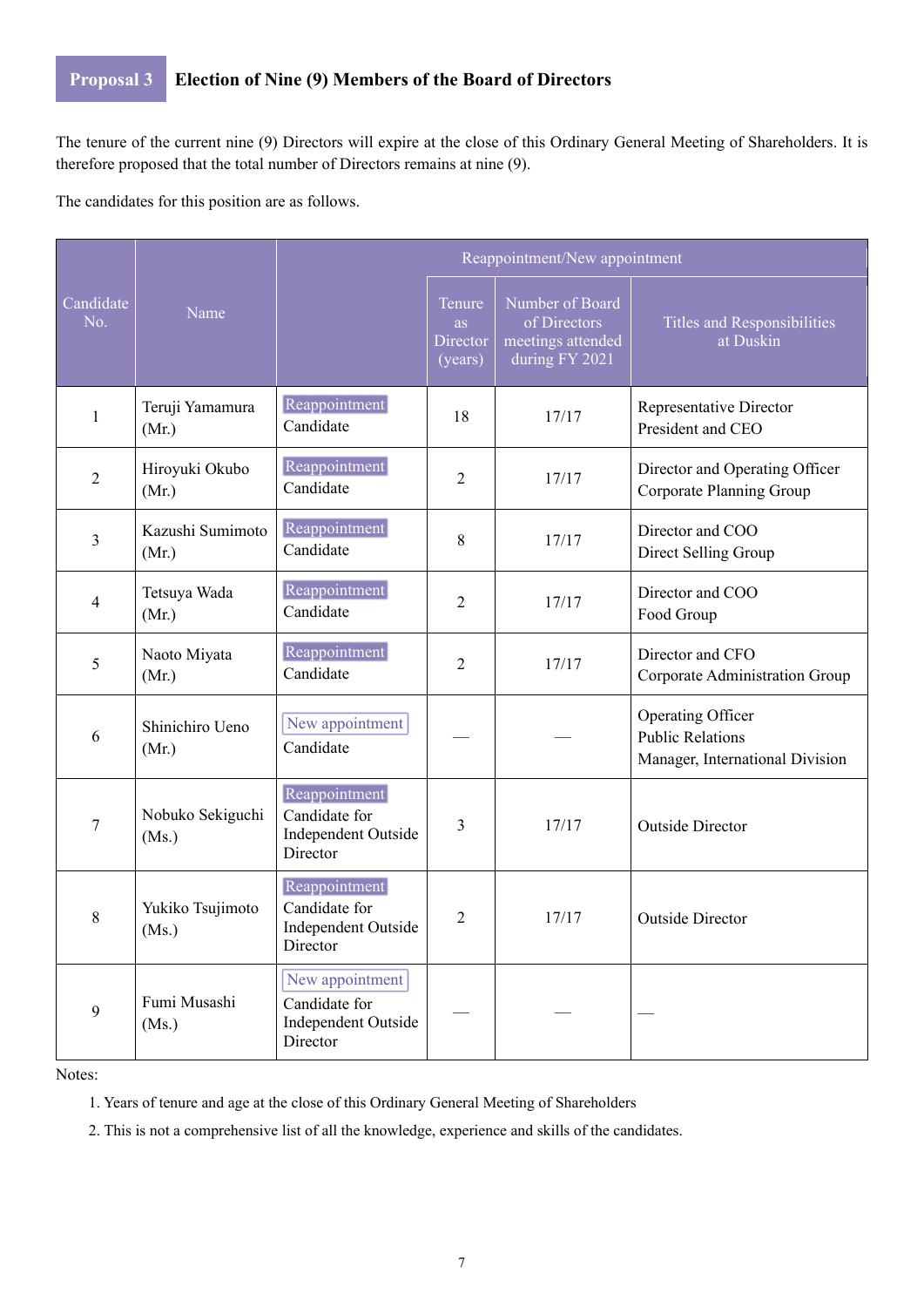## Proposal 3 Election of Nine (9) Members of the Board of Directors

The tenure of the current nine (9) Directors will expire at the close of this Ordinary General Meeting of Shareholders. It is therefore proposed that the total number of Directors remains at nine (9).

The candidates for this position are as follows.

| Candidate No. | Name | Reappointment/New appointment | | | |
|---|---|---|---|---|---|
| | | | Tenure as Director (years) | Number of Board of Directors meetings attended during FY 2021 | Titles and Responsibilities at Duskin |
| 1 | Teruji Yamamura (Mr.) | Reappointment Candidate | 18 | 17/17 | Representative Director President and CEO |
| 2 | Hiroyuki Okubo (Mr.) | Reappointment Candidate | 2 | 17/17 | Director and Operating Officer Corporate Planning Group |
| 3 | Kazushi Sumimoto (Mr.) | Reappointment Candidate | 8 | 17/17 | Director and COO Direct Selling Group |
| 4 | Tetsuya Wada (Mr.) | Reappointment Candidate | 2 | 17/17 | Director and COO Food Group |
| 5 | Naoto Miyata (Mr.) | Reappointment Candidate | 2 | 17/17 | Director and CFO Corporate Administration Group |
| 6 | Shinichiro Ueno (Mr.) | New appointment Candidate | — | — | Operating Officer Public Relations Manager, International Division |
| 7 | Nobuko Sekiguchi (Ms.) | Reappointment Candidate for Independent Outside Director | 3 | 17/17 | Outside Director |
| 8 | Yukiko Tsujimoto (Ms.) | Reappointment Candidate for Independent Outside Director | 2 | 17/17 | Outside Director |
| 9 | Fumi Musashi (Ms.) | New appointment Candidate for Independent Outside Director | — | — | — |

Notes:

1. Years of tenure and age at the close of this Ordinary General Meeting of Shareholders
2. This is not a comprehensive list of all the knowledge, experience and skills of the candidates.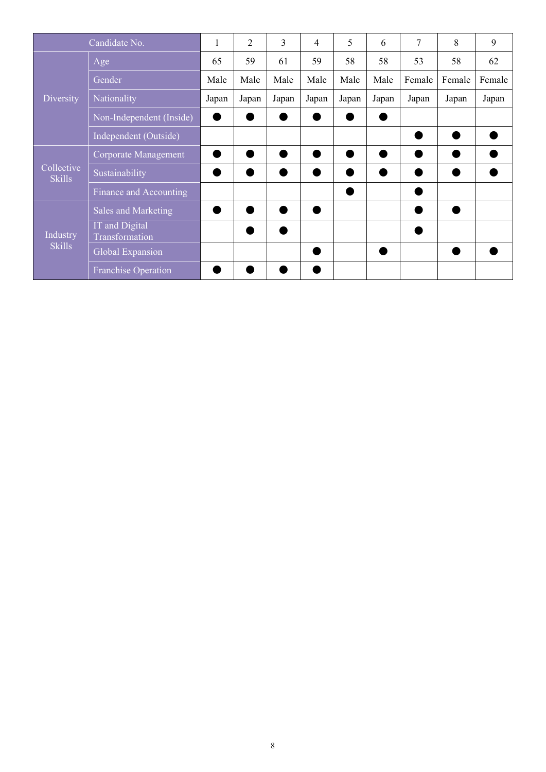| Candidate No. | | 1 | 2 | 3 | 4 | 5 | 6 | 7 | 8 | 9 |
|---|---|---|---|---|---|---|---|---|---|---|
| Diversity | Age | 65 | 59 | 61 | 59 | 58 | 58 | 53 | 58 | 62 |
| | Gender | Male | Male | Male | Male | Male | Male | Female | Female | Female |
| | Nationality | Japan | Japan | Japan | Japan | Japan | Japan | Japan | Japan | Japan |
| | Non-Independent (Inside) | ● | ● | ● | ● | ● | ● | | | |
| | Independent (Outside) | | | | | | | ● | ● | ● |
| Collective Skills | Corporate Management | ● | ● | ● | ● | ● | ● | ● | ● | ● |
| | Sustainability | ● | ● | ● | ● | ● | ● | ● | ● | ● |
| | Finance and Accounting | | | | | ● | | ● | | |
| Industry Skills | Sales and Marketing | ● | ● | ● | ● | | | ● | ● | |
| | IT and Digital Transformation | | ● | ● | | | | ● | | |
| | Global Expansion | | | | ● | | ● | | ● | ● |
| | Franchise Operation | ● | ● | ● | ● | | | | | |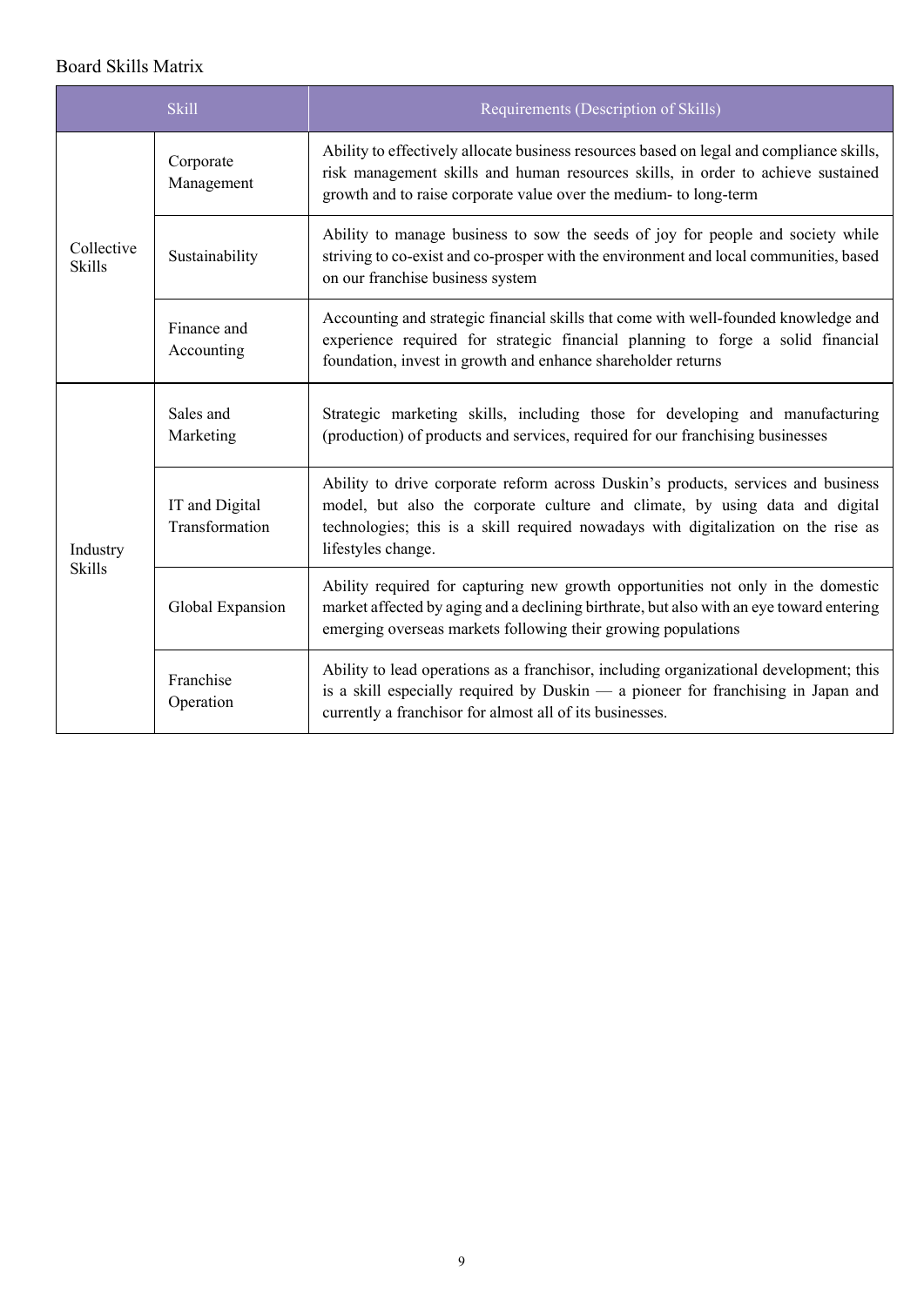Board Skills Matrix

| Skill | | Requirements (Description of Skills) |
|---|---|---|
| Collective Skills | Corporate Management | Ability to effectively allocate business resources based on legal and compliance skills, risk management skills and human resources skills, in order to achieve sustained growth and to raise corporate value over the medium- to long-term |
| | Sustainability | Ability to manage business to sow the seeds of joy for people and society while striving to co-exist and co-prosper with the environment and local communities, based on our franchise business system |
| | Finance and Accounting | Accounting and strategic financial skills that come with well-founded knowledge and experience required for strategic financial planning to forge a solid financial foundation, invest in growth and enhance shareholder returns |
| Industry Skills | Sales and Marketing | Strategic marketing skills, including those for developing and manufacturing (production) of products and services, required for our franchising businesses |
| | IT and Digital Transformation | Ability to drive corporate reform across Duskin's products, services and business model, but also the corporate culture and climate, by using data and digital technologies; this is a skill required nowadays with digitalization on the rise as lifestyles change. |
| | Global Expansion | Ability required for capturing new growth opportunities not only in the domestic market affected by aging and a declining birthrate, but also with an eye toward entering emerging overseas markets following their growing populations |
| | Franchise Operation | Ability to lead operations as a franchisor, including organizational development; this is a skill especially required by Duskin — a pioneer for franchising in Japan and currently a franchisor for almost all of its businesses. |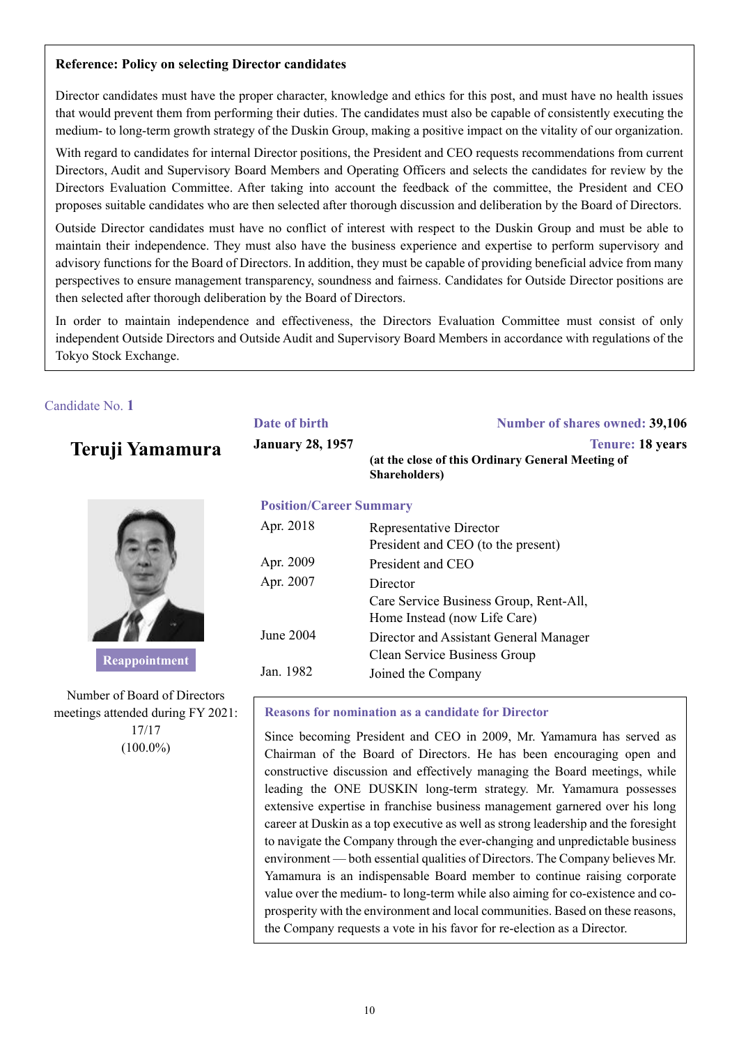**Reference: Policy on selecting Director candidates**

Director candidates must have the proper character, knowledge and ethics for this post, and must have no health issues that would prevent them from performing their duties. The candidates must also be capable of consistently executing the medium- to long-term growth strategy of the Duskin Group, making a positive impact on the vitality of our organization.

With regard to candidates for internal Director positions, the President and CEO requests recommendations from current Directors, Audit and Supervisory Board Members and Operating Officers and selects the candidates for review by the Directors Evaluation Committee. After taking into account the feedback of the committee, the President and CEO proposes suitable candidates who are then selected after thorough discussion and deliberation by the Board of Directors.

Outside Director candidates must have no conflict of interest with respect to the Duskin Group and must be able to maintain their independence. They must also have the business experience and expertise to perform supervisory and advisory functions for the Board of Directors. In addition, they must be capable of providing beneficial advice from many perspectives to ensure management transparency, soundness and fairness. Candidates for Outside Director positions are then selected after thorough deliberation by the Board of Directors.

In order to maintain independence and effectiveness, the Directors Evaluation Committee must consist of only independent Outside Directors and Outside Audit and Supervisory Board Members in accordance with regulations of the Tokyo Stock Exchange.

Candidate No. **1**

## Teruji Yamamura

**Reappointment**

Number of Board of Directors meetings attended during FY 2021: 17/17 (100.0%)

**Date of birth**
**January 28, 1957**

**Number of shares owned:** **39,106**

**Tenure:** **18 years**
**(at the close of this Ordinary General Meeting of Shareholders)**

**Position/Career Summary**

| | |
|---|---|
| Apr. 2018 | Representative Director<br>President and CEO (to the present) |
| Apr. 2009 | President and CEO |
| Apr. 2007 | Director<br>Care Service Business Group, Rent-All, Home Instead (now Life Care) |
| June 2004 | Director and Assistant General Manager<br>Clean Service Business Group |
| Jan. 1982 | Joined the Company |

**Reasons for nomination as a candidate for Director**

Since becoming President and CEO in 2009, Mr. Yamamura has served as Chairman of the Board of Directors. He has been encouraging open and constructive discussion and effectively managing the Board meetings, while leading the ONE DUSKIN long-term strategy. Mr. Yamamura possesses extensive expertise in franchise business management garnered over his long career at Duskin as a top executive as well as strong leadership and the foresight to navigate the Company through the ever-changing and unpredictable business environment — both essential qualities of Directors. The Company believes Mr. Yamamura is an indispensable Board member to continue raising corporate value over the medium- to long-term while also aiming for co-existence and co-prosperity with the environment and local communities. Based on these reasons, the Company requests a vote in his favor for re-election as a Director.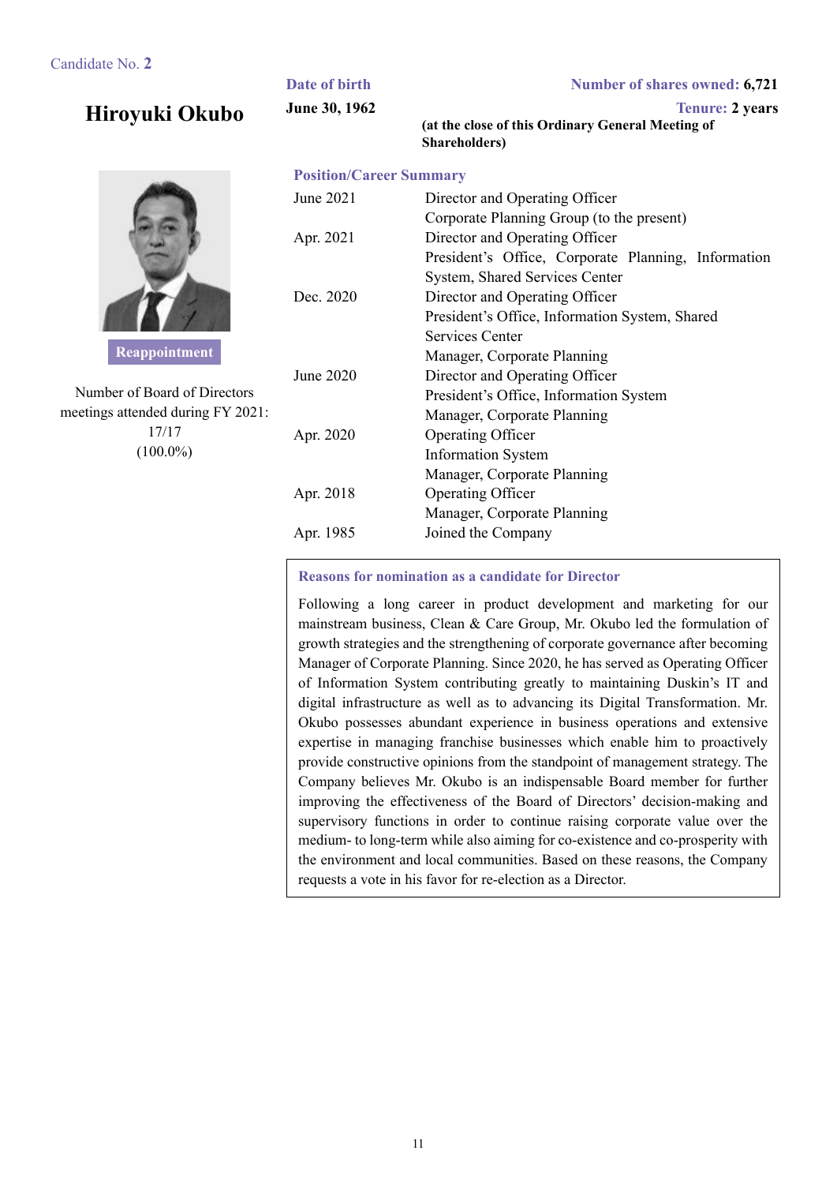Candidate No. **2**

## Hiroyuki Okubo

**Reappointment**

Number of Board of Directors meetings attended during FY 2021: 17/17 (100.0%)

**Date of birth**
**June 30, 1962**

**Number of shares owned: 6,721**

**Tenure: 2 years**
**(at the close of this Ordinary General Meeting of Shareholders)**

**Position/Career Summary**

| | |
|---|---|
| June 2021 | Director and Operating Officer<br>Corporate Planning Group (to the present) |
| Apr. 2021 | Director and Operating Officer<br>President's Office, Corporate Planning, Information System, Shared Services Center |
| Dec. 2020 | Director and Operating Officer<br>President's Office, Information System, Shared Services Center<br>Manager, Corporate Planning |
| June 2020 | Director and Operating Officer<br>President's Office, Information System<br>Manager, Corporate Planning |
| Apr. 2020 | Operating Officer<br>Information System<br>Manager, Corporate Planning |
| Apr. 2018 | Operating Officer<br>Manager, Corporate Planning |
| Apr. 1985 | Joined the Company |

**Reasons for nomination as a candidate for Director**

Following a long career in product development and marketing for our mainstream business, Clean & Care Group, Mr. Okubo led the formulation of growth strategies and the strengthening of corporate governance after becoming Manager of Corporate Planning. Since 2020, he has served as Operating Officer of Information System contributing greatly to maintaining Duskin's IT and digital infrastructure as well as to advancing its Digital Transformation. Mr. Okubo possesses abundant experience in business operations and extensive expertise in managing franchise businesses which enable him to proactively provide constructive opinions from the standpoint of management strategy. The Company believes Mr. Okubo is an indispensable Board member for further improving the effectiveness of the Board of Directors' decision-making and supervisory functions in order to continue raising corporate value over the medium- to long-term while also aiming for co-existence and co-prosperity with the environment and local communities. Based on these reasons, the Company requests a vote in his favor for re-election as a Director.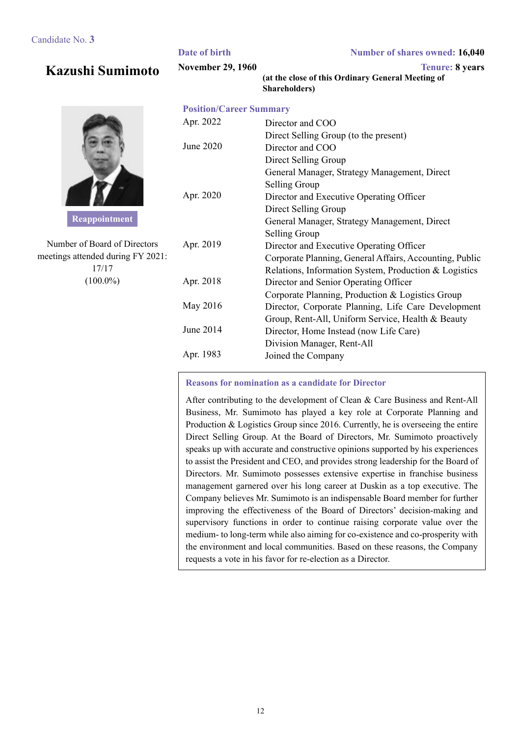Candidate No. **3**

# Kazushi Sumimoto

**Reappointment**

Number of Board of Directors meetings attended during FY 2021: 17/17 (100.0%)

**Date of birth**
November 29, 1960

**Number of shares owned:** 16,040

**Tenure:** 8 years
(at the close of this Ordinary General Meeting of Shareholders)

**Position/Career Summary**

| | |
|---|---|
| Apr. 2022 | Director and COO<br>Direct Selling Group (to the present) |
| June 2020 | Director and COO<br>Direct Selling Group<br>General Manager, Strategy Management, Direct Selling Group |
| Apr. 2020 | Director and Executive Operating Officer<br>Direct Selling Group<br>General Manager, Strategy Management, Direct Selling Group |
| Apr. 2019 | Director and Executive Operating Officer<br>Corporate Planning, General Affairs, Accounting, Public Relations, Information System, Production & Logistics |
| Apr. 2018 | Director and Senior Operating Officer<br>Corporate Planning, Production & Logistics Group |
| May 2016 | Director, Corporate Planning, Life Care Development Group, Rent-All, Uniform Service, Health & Beauty |
| June 2014 | Director, Home Instead (now Life Care)<br>Division Manager, Rent-All |
| Apr. 1983 | Joined the Company |

**Reasons for nomination as a candidate for Director**

After contributing to the development of Clean & Care Business and Rent-All Business, Mr. Sumimoto has played a key role at Corporate Planning and Production & Logistics Group since 2016. Currently, he is overseeing the entire Direct Selling Group. At the Board of Directors, Mr. Sumimoto proactively speaks up with accurate and constructive opinions supported by his experiences to assist the President and CEO, and provides strong leadership for the Board of Directors. Mr. Sumimoto possesses extensive expertise in franchise business management garnered over his long career at Duskin as a top executive. The Company believes Mr. Sumimoto is an indispensable Board member for further improving the effectiveness of the Board of Directors' decision-making and supervisory functions in order to continue raising corporate value over the medium- to long-term while also aiming for co-existence and co-prosperity with the environment and local communities. Based on these reasons, the Company requests a vote in his favor for re-election as a Director.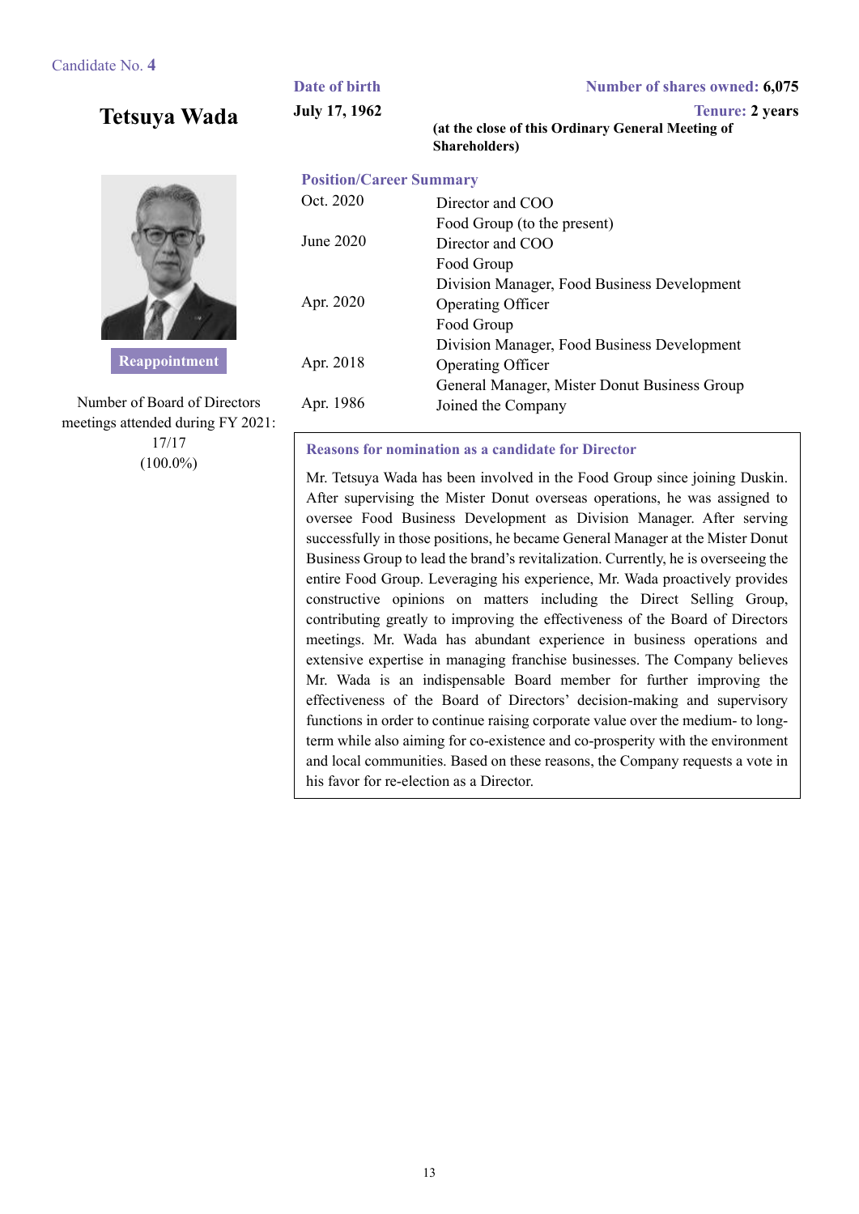Candidate No. **4**

## Tetsuya Wada

**Reappointment**

Number of Board of Directors meetings attended during FY 2021:
17/17
(100.0%)

**Date of birth**
**July 17, 1962**

**Number of shares owned:** **6,075**

**Tenure:** **2 years**
**(at the close of this Ordinary General Meeting of Shareholders)**

**Position/Career Summary**

| | |
|---|---|
| Oct. 2020 | Director and COO<br>Food Group (to the present) |
| June 2020 | Director and COO<br>Food Group<br>Division Manager, Food Business Development |
| Apr. 2020 | Operating Officer<br>Food Group<br>Division Manager, Food Business Development |
| Apr. 2018 | Operating Officer<br>General Manager, Mister Donut Business Group |
| Apr. 1986 | Joined the Company |

**Reasons for nomination as a candidate for Director**

Mr. Tetsuya Wada has been involved in the Food Group since joining Duskin. After supervising the Mister Donut overseas operations, he was assigned to oversee Food Business Development as Division Manager. After serving successfully in those positions, he became General Manager at the Mister Donut Business Group to lead the brand's revitalization. Currently, he is overseeing the entire Food Group. Leveraging his experience, Mr. Wada proactively provides constructive opinions on matters including the Direct Selling Group, contributing greatly to improving the effectiveness of the Board of Directors meetings. Mr. Wada has abundant experience in business operations and extensive expertise in managing franchise businesses. The Company believes Mr. Wada is an indispensable Board member for further improving the effectiveness of the Board of Directors' decision-making and supervisory functions in order to continue raising corporate value over the medium- to long-term while also aiming for co-existence and co-prosperity with the environment and local communities. Based on these reasons, the Company requests a vote in his favor for re-election as a Director.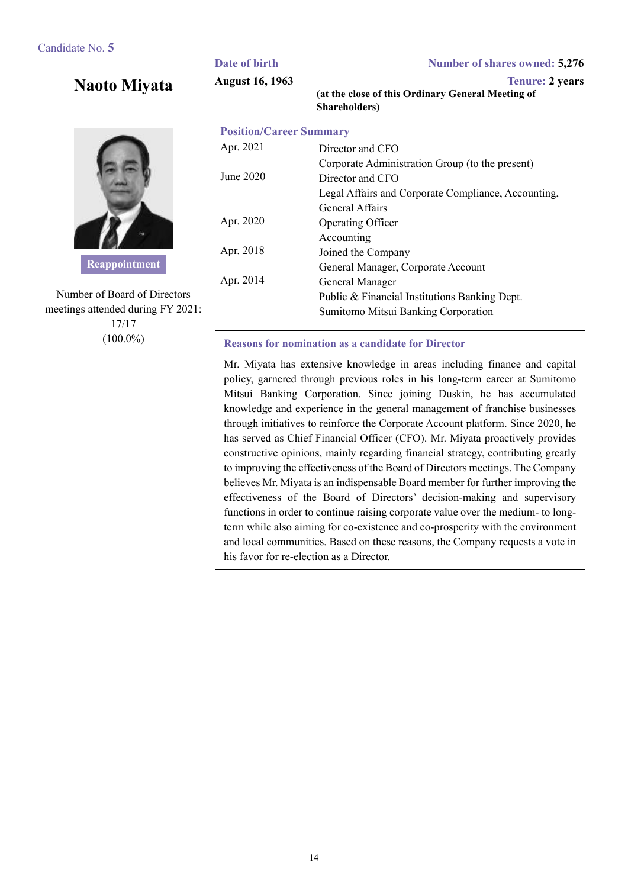Candidate No. **5**

## Naoto Miyata

**Reappointment**

Number of Board of Directors meetings attended during FY 2021: 17/17 (100.0%)

**Date of birth**
**August 16, 1963**

**Number of shares owned: 5,276**

**Tenure: 2 years**
**(at the close of this Ordinary General Meeting of Shareholders)**

### Position/Career Summary

| | |
|---|---|
| Apr. 2021 | Director and CFO<br>Corporate Administration Group (to the present) |
| June 2020 | Director and CFO<br>Legal Affairs and Corporate Compliance, Accounting, General Affairs |
| Apr. 2020 | Operating Officer<br>Accounting |
| Apr. 2018 | Joined the Company<br>General Manager, Corporate Account |
| Apr. 2014 | General Manager<br>Public & Financial Institutions Banking Dept.<br>Sumitomo Mitsui Banking Corporation |

### Reasons for nomination as a candidate for Director

Mr. Miyata has extensive knowledge in areas including finance and capital policy, garnered through previous roles in his long-term career at Sumitomo Mitsui Banking Corporation. Since joining Duskin, he has accumulated knowledge and experience in the general management of franchise businesses through initiatives to reinforce the Corporate Account platform. Since 2020, he has served as Chief Financial Officer (CFO). Mr. Miyata proactively provides constructive opinions, mainly regarding financial strategy, contributing greatly to improving the effectiveness of the Board of Directors meetings. The Company believes Mr. Miyata is an indispensable Board member for further improving the effectiveness of the Board of Directors' decision-making and supervisory functions in order to continue raising corporate value over the medium- to long-term while also aiming for co-existence and co-prosperity with the environment and local communities. Based on these reasons, the Company requests a vote in his favor for re-election as a Director.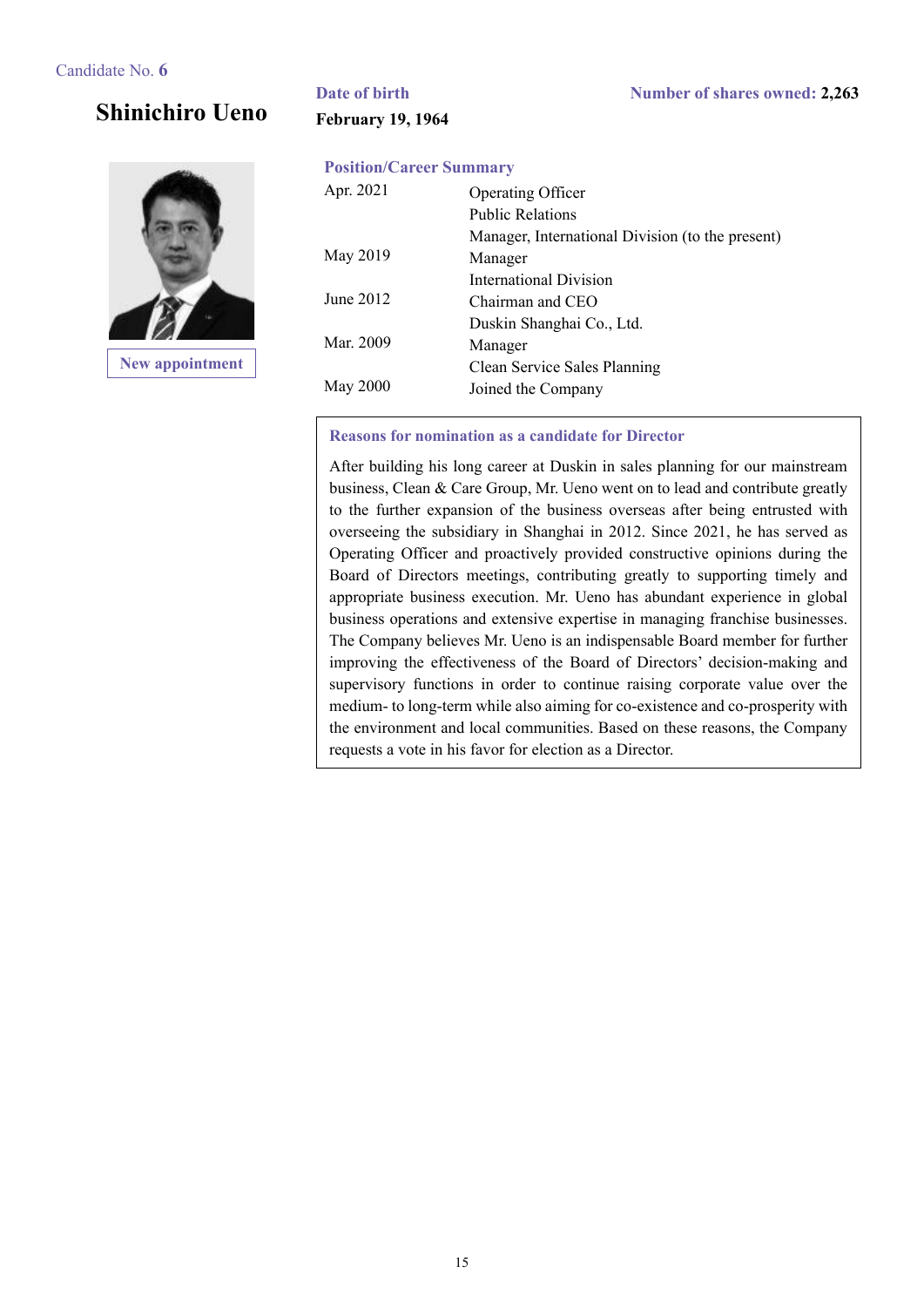Candidate No. **6**

## Shinichiro Ueno

New appointment

**Date of birth**
**February 19, 1964**

**Number of shares owned: 2,263**

**Position/Career Summary**

| | |
|---|---|
| Apr. 2021 | Operating Officer<br>Public Relations<br>Manager, International Division (to the present) |
| May 2019 | Manager<br>International Division |
| June 2012 | Chairman and CEO<br>Duskin Shanghai Co., Ltd. |
| Mar. 2009 | Manager<br>Clean Service Sales Planning |
| May 2000 | Joined the Company |

**Reasons for nomination as a candidate for Director**

After building his long career at Duskin in sales planning for our mainstream business, Clean & Care Group, Mr. Ueno went on to lead and contribute greatly to the further expansion of the business overseas after being entrusted with overseeing the subsidiary in Shanghai in 2012. Since 2021, he has served as Operating Officer and proactively provided constructive opinions during the Board of Directors meetings, contributing greatly to supporting timely and appropriate business execution. Mr. Ueno has abundant experience in global business operations and extensive expertise in managing franchise businesses. The Company believes Mr. Ueno is an indispensable Board member for further improving the effectiveness of the Board of Directors' decision-making and supervisory functions in order to continue raising corporate value over the medium- to long-term while also aiming for co-existence and co-prosperity with the environment and local communities. Based on these reasons, the Company requests a vote in his favor for election as a Director.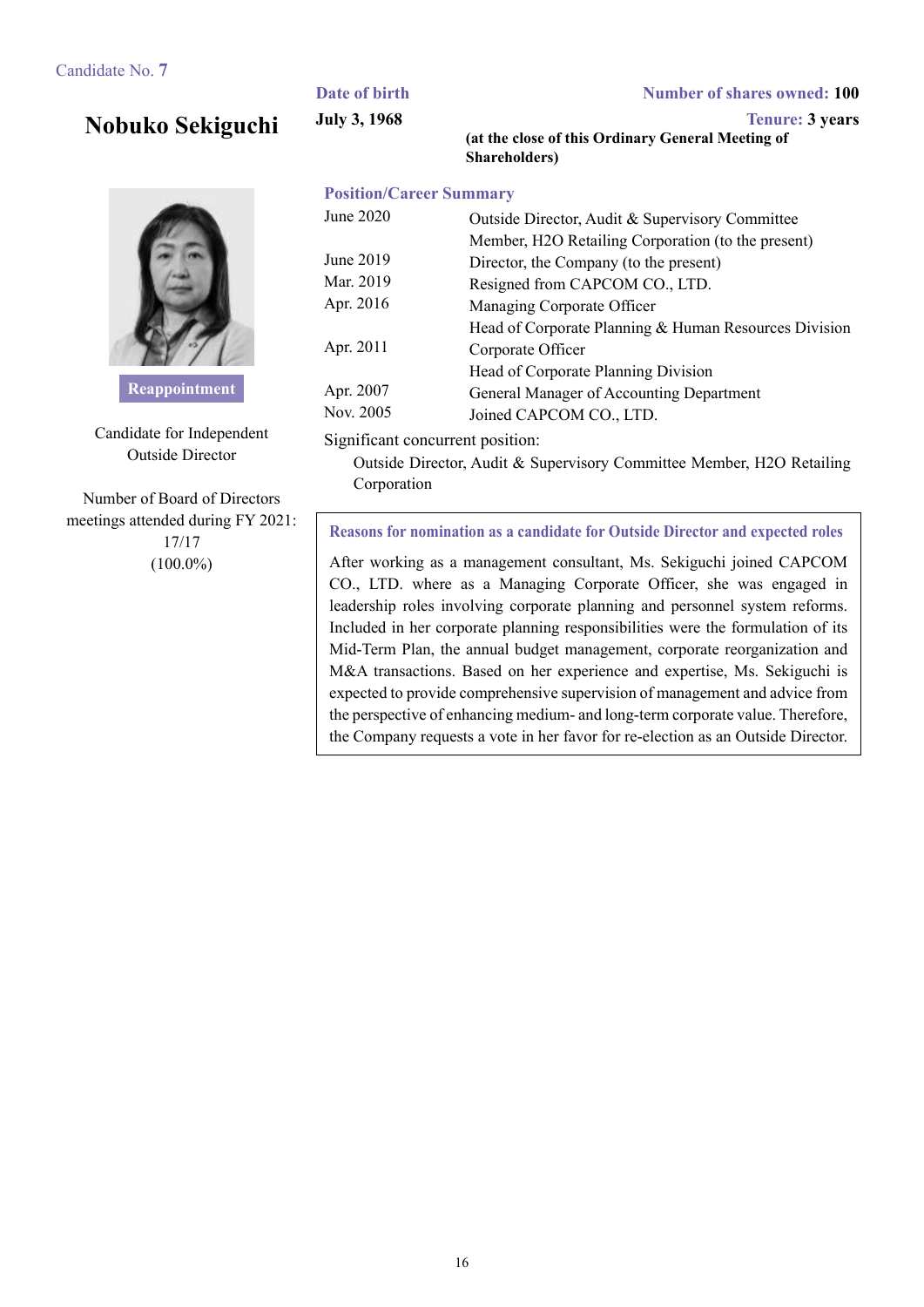Candidate No. 7

# Nobuko Sekiguchi

**Date of birth**
**July 3, 1968**

**Number of shares owned: 100**

**Tenure: 3 years**
**(at the close of this Ordinary General Meeting of Shareholders)**

Reappointment

Candidate for Independent Outside Director

Number of Board of Directors meetings attended during FY 2021:
17/17
(100.0%)

### Position/Career Summary

| | |
|---|---|
| June 2020 | Outside Director, Audit & Supervisory Committee Member, H2O Retailing Corporation (to the present) |
| June 2019 | Director, the Company (to the present) |
| Mar. 2019 | Resigned from CAPCOM CO., LTD. |
| Apr. 2016 | Managing Corporate Officer<br>Head of Corporate Planning & Human Resources Division |
| Apr. 2011 | Corporate Officer<br>Head of Corporate Planning Division |
| Apr. 2007 | General Manager of Accounting Department |
| Nov. 2005 | Joined CAPCOM CO., LTD. |

Significant concurrent position:

Outside Director, Audit & Supervisory Committee Member, H2O Retailing Corporation

### Reasons for nomination as a candidate for Outside Director and expected roles

After working as a management consultant, Ms. Sekiguchi joined CAPCOM CO., LTD. where as a Managing Corporate Officer, she was engaged in leadership roles involving corporate planning and personnel system reforms. Included in her corporate planning responsibilities were the formulation of its Mid-Term Plan, the annual budget management, corporate reorganization and M&A transactions. Based on her experience and expertise, Ms. Sekiguchi is expected to provide comprehensive supervision of management and advice from the perspective of enhancing medium- and long-term corporate value. Therefore, the Company requests a vote in her favor for re-election as an Outside Director.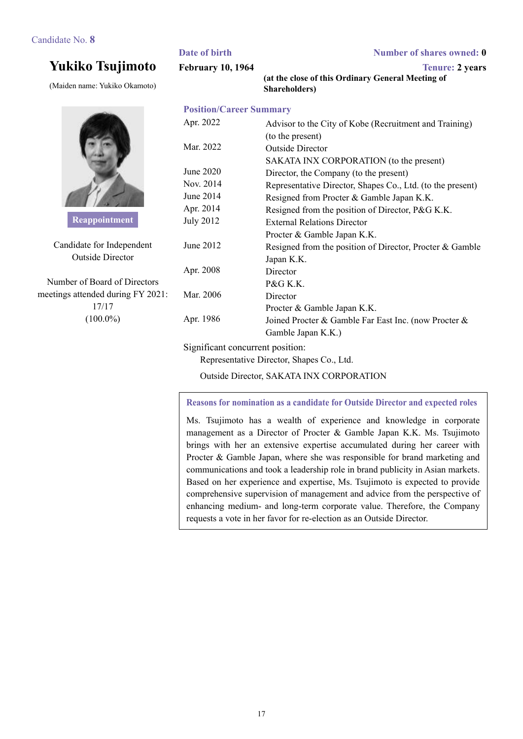Candidate No. **8**

## Yukiko Tsujimoto

(Maiden name: Yukiko Okamoto)

**Reappointment**

Candidate for Independent Outside Director

Number of Board of Directors meetings attended during FY 2021:
17/17
(100.0%)

**Date of birth**
**February 10, 1964**

**Number of shares owned: 0**

**Tenure: 2 years**
**(at the close of this Ordinary General Meeting of Shareholders)**

**Position/Career Summary**

| | |
|---|---|
| Apr. 2022 | Advisor to the City of Kobe (Recruitment and Training) (to the present) |
| Mar. 2022 | Outside Director<br>SAKATA INX CORPORATION (to the present) |
| June 2020 | Director, the Company (to the present) |
| Nov. 2014 | Representative Director, Shapes Co., Ltd. (to the present) |
| June 2014 | Resigned from Procter & Gamble Japan K.K. |
| Apr. 2014 | Resigned from the position of Director, P&G K.K. |
| July 2012 | External Relations Director<br>Procter & Gamble Japan K.K. |
| June 2012 | Resigned from the position of Director, Procter & Gamble Japan K.K. |
| Apr. 2008 | Director<br>P&G K.K. |
| Mar. 2006 | Director<br>Procter & Gamble Japan K.K. |
| Apr. 1986 | Joined Procter & Gamble Far East Inc. (now Procter & Gamble Japan K.K.) |

Significant concurrent position:
Representative Director, Shapes Co., Ltd.
Outside Director, SAKATA INX CORPORATION

**Reasons for nomination as a candidate for Outside Director and expected roles**

Ms. Tsujimoto has a wealth of experience and knowledge in corporate management as a Director of Procter & Gamble Japan K.K. Ms. Tsujimoto brings with her an extensive expertise accumulated during her career with Procter & Gamble Japan, where she was responsible for brand marketing and communications and took a leadership role in brand publicity in Asian markets. Based on her experience and expertise, Ms. Tsujimoto is expected to provide comprehensive supervision of management and advice from the perspective of enhancing medium- and long-term corporate value. Therefore, the Company requests a vote in her favor for re-election as an Outside Director.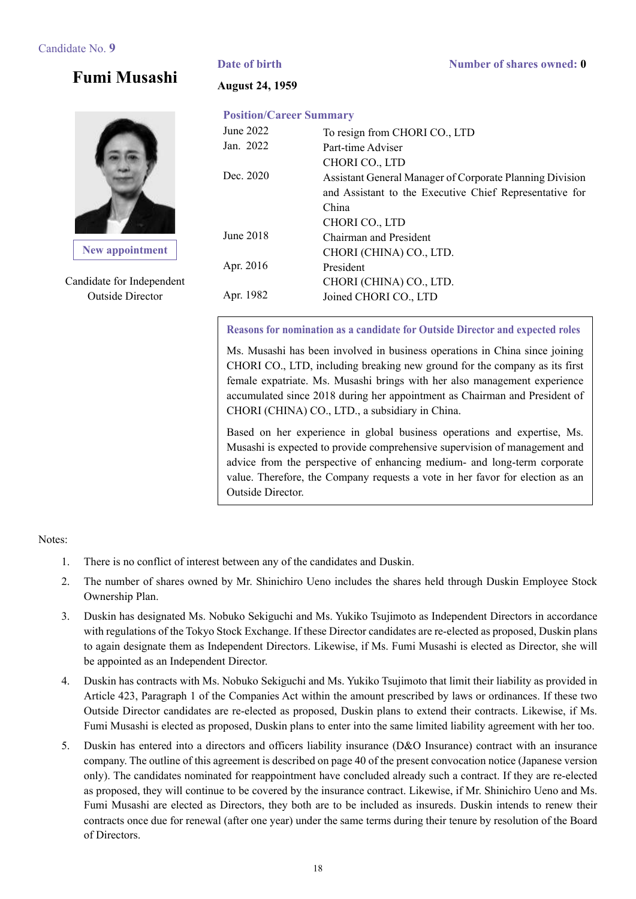Candidate No. **9**

## Fumi Musashi

**New appointment**

Candidate for Independent Outside Director

**Date of birth**

**August 24, 1959**

**Number of shares owned: 0**

**Position/Career Summary**

| | |
|---|---|
| June 2022 | To resign from CHORI CO., LTD |
| Jan. 2022 | Part-time Adviser<br>CHORI CO., LTD |
| Dec. 2020 | Assistant General Manager of Corporate Planning Division and Assistant to the Executive Chief Representative for China<br>CHORI CO., LTD |
| June 2018 | Chairman and President<br>CHORI (CHINA) CO., LTD. |
| Apr. 2016 | President<br>CHORI (CHINA) CO., LTD. |
| Apr. 1982 | Joined CHORI CO., LTD |

**Reasons for nomination as a candidate for Outside Director and expected roles**

Ms. Musashi has been involved in business operations in China since joining CHORI CO., LTD, including breaking new ground for the company as its first female expatriate. Ms. Musashi brings with her also management experience accumulated since 2018 during her appointment as Chairman and President of CHORI (CHINA) CO., LTD., a subsidiary in China.

Based on her experience in global business operations and expertise, Ms. Musashi is expected to provide comprehensive supervision of management and advice from the perspective of enhancing medium- and long-term corporate value. Therefore, the Company requests a vote in her favor for election as an Outside Director.

Notes:

1. There is no conflict of interest between any of the candidates and Duskin.
2. The number of shares owned by Mr. Shinichiro Ueno includes the shares held through Duskin Employee Stock Ownership Plan.
3. Duskin has designated Ms. Nobuko Sekiguchi and Ms. Yukiko Tsujimoto as Independent Directors in accordance with regulations of the Tokyo Stock Exchange. If these Director candidates are re-elected as proposed, Duskin plans to again designate them as Independent Directors. Likewise, if Ms. Fumi Musashi is elected as Director, she will be appointed as an Independent Director.
4. Duskin has contracts with Ms. Nobuko Sekiguchi and Ms. Yukiko Tsujimoto that limit their liability as provided in Article 423, Paragraph 1 of the Companies Act within the amount prescribed by laws or ordinances. If these two Outside Director candidates are re-elected as proposed, Duskin plans to extend their contracts. Likewise, if Ms. Fumi Musashi is elected as proposed, Duskin plans to enter into the same limited liability agreement with her too.
5. Duskin has entered into a directors and officers liability insurance (D&O Insurance) contract with an insurance company. The outline of this agreement is described on page 40 of the present convocation notice (Japanese version only). The candidates nominated for reappointment have concluded already such a contract. If they are re-elected as proposed, they will continue to be covered by the insurance contract. Likewise, if Mr. Shinichiro Ueno and Ms. Fumi Musashi are elected as Directors, they both are to be included as insureds. Duskin intends to renew their contracts once due for renewal (after one year) under the same terms during their tenure by resolution of the Board of Directors.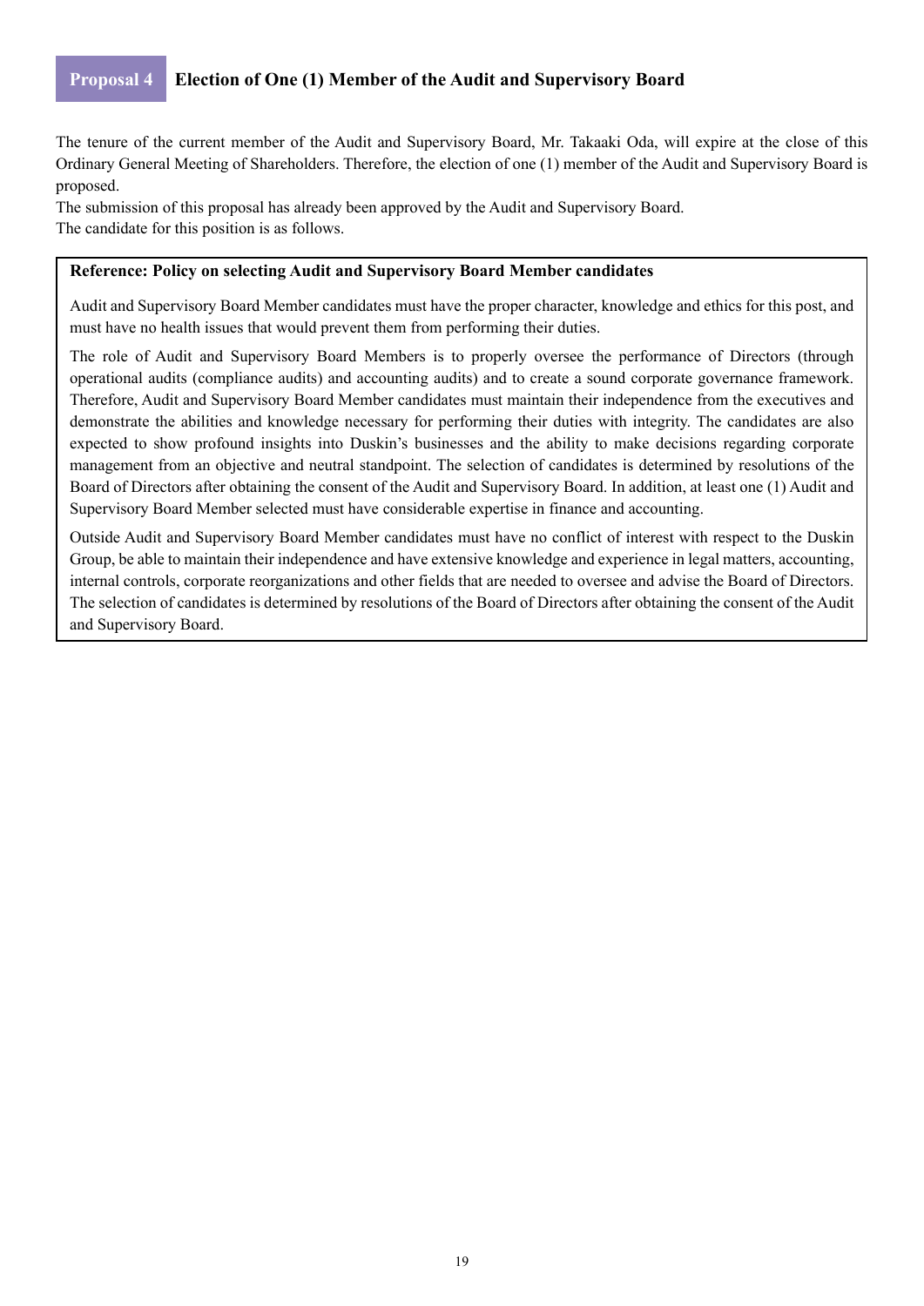## Proposal 4 Election of One (1) Member of the Audit and Supervisory Board

The tenure of the current member of the Audit and Supervisory Board, Mr. Takaaki Oda, will expire at the close of this Ordinary General Meeting of Shareholders. Therefore, the election of one (1) member of the Audit and Supervisory Board is proposed.

The submission of this proposal has already been approved by the Audit and Supervisory Board.

The candidate for this position is as follows.

**Reference: Policy on selecting Audit and Supervisory Board Member candidates**

Audit and Supervisory Board Member candidates must have the proper character, knowledge and ethics for this post, and must have no health issues that would prevent them from performing their duties.

The role of Audit and Supervisory Board Members is to properly oversee the performance of Directors (through operational audits (compliance audits) and accounting audits) and to create a sound corporate governance framework. Therefore, Audit and Supervisory Board Member candidates must maintain their independence from the executives and demonstrate the abilities and knowledge necessary for performing their duties with integrity. The candidates are also expected to show profound insights into Duskin's businesses and the ability to make decisions regarding corporate management from an objective and neutral standpoint. The selection of candidates is determined by resolutions of the Board of Directors after obtaining the consent of the Audit and Supervisory Board. In addition, at least one (1) Audit and Supervisory Board Member selected must have considerable expertise in finance and accounting.

Outside Audit and Supervisory Board Member candidates must have no conflict of interest with respect to the Duskin Group, be able to maintain their independence and have extensive knowledge and experience in legal matters, accounting, internal controls, corporate reorganizations and other fields that are needed to oversee and advise the Board of Directors. The selection of candidates is determined by resolutions of the Board of Directors after obtaining the consent of the Audit and Supervisory Board.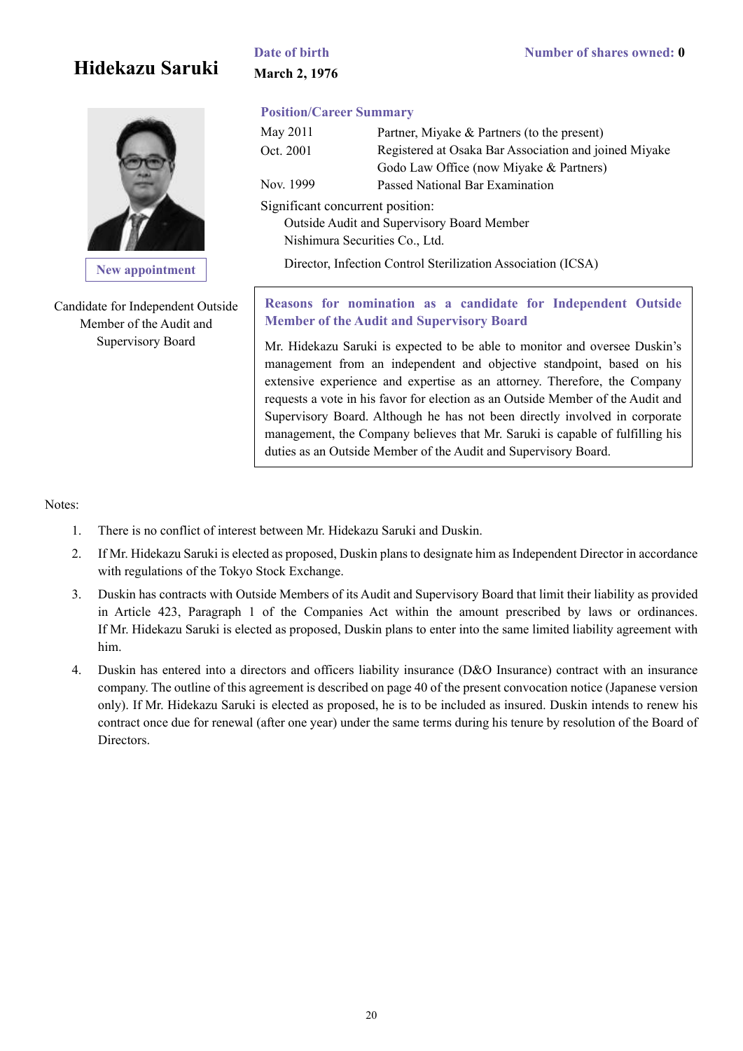## Hidekazu Saruki

**Date of birth**
**March 2, 1976**

**Number of shares owned: 0**

**New appointment**

Candidate for Independent Outside Member of the Audit and Supervisory Board

**Position/Career Summary**

| | |
|---|---|
| May 2011 | Partner, Miyake & Partners (to the present) |
| Oct. 2001 | Registered at Osaka Bar Association and joined Miyake Godo Law Office (now Miyake & Partners) |
| Nov. 1999 | Passed National Bar Examination |

Significant concurrent position:
Outside Audit and Supervisory Board Member
Nishimura Securities Co., Ltd.

Director, Infection Control Sterilization Association (ICSA)

**Reasons for nomination as a candidate for Independent Outside Member of the Audit and Supervisory Board**

Mr. Hidekazu Saruki is expected to be able to monitor and oversee Duskin's management from an independent and objective standpoint, based on his extensive experience and expertise as an attorney. Therefore, the Company requests a vote in his favor for election as an Outside Member of the Audit and Supervisory Board. Although he has not been directly involved in corporate management, the Company believes that Mr. Saruki is capable of fulfilling his duties as an Outside Member of the Audit and Supervisory Board.

Notes:

1. There is no conflict of interest between Mr. Hidekazu Saruki and Duskin.
2. If Mr. Hidekazu Saruki is elected as proposed, Duskin plans to designate him as Independent Director in accordance with regulations of the Tokyo Stock Exchange.
3. Duskin has contracts with Outside Members of its Audit and Supervisory Board that limit their liability as provided in Article 423, Paragraph 1 of the Companies Act within the amount prescribed by laws or ordinances. If Mr. Hidekazu Saruki is elected as proposed, Duskin plans to enter into the same limited liability agreement with him.
4. Duskin has entered into a directors and officers liability insurance (D&O Insurance) contract with an insurance company. The outline of this agreement is described on page 40 of the present convocation notice (Japanese version only). If Mr. Hidekazu Saruki is elected as proposed, he is to be included as insured. Duskin intends to renew his contract once due for renewal (after one year) under the same terms during his tenure by resolution of the Board of Directors.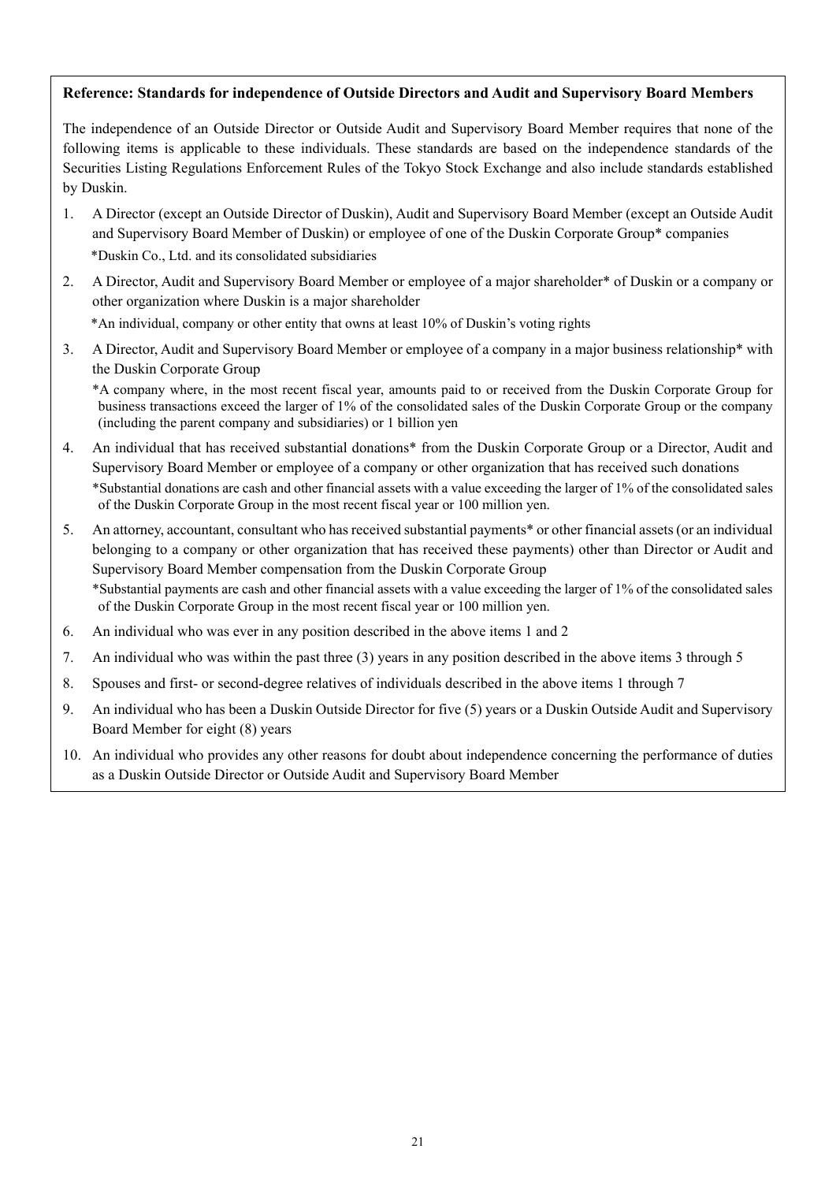**Reference: Standards for independence of Outside Directors and Audit and Supervisory Board Members**

The independence of an Outside Director or Outside Audit and Supervisory Board Member requires that none of the following items is applicable to these individuals. These standards are based on the independence standards of the Securities Listing Regulations Enforcement Rules of the Tokyo Stock Exchange and also include standards established by Duskin.

1. A Director (except an Outside Director of Duskin), Audit and Supervisory Board Member (except an Outside Audit and Supervisory Board Member of Duskin) or employee of one of the Duskin Corporate Group* companies
   *Duskin Co., Ltd. and its consolidated subsidiaries
2. A Director, Audit and Supervisory Board Member or employee of a major shareholder* of Duskin or a company or other organization where Duskin is a major shareholder
   *An individual, company or other entity that owns at least 10% of Duskin's voting rights
3. A Director, Audit and Supervisory Board Member or employee of a company in a major business relationship* with the Duskin Corporate Group
   *A company where, in the most recent fiscal year, amounts paid to or received from the Duskin Corporate Group for business transactions exceed the larger of 1% of the consolidated sales of the Duskin Corporate Group or the company (including the parent company and subsidiaries) or 1 billion yen
4. An individual that has received substantial donations* from the Duskin Corporate Group or a Director, Audit and Supervisory Board Member or employee of a company or other organization that has received such donations
   *Substantial donations are cash and other financial assets with a value exceeding the larger of 1% of the consolidated sales of the Duskin Corporate Group in the most recent fiscal year or 100 million yen.
5. An attorney, accountant, consultant who has received substantial payments* or other financial assets (or an individual belonging to a company or other organization that has received these payments) other than Director or Audit and Supervisory Board Member compensation from the Duskin Corporate Group
   *Substantial payments are cash and other financial assets with a value exceeding the larger of 1% of the consolidated sales of the Duskin Corporate Group in the most recent fiscal year or 100 million yen.
6. An individual who was ever in any position described in the above items 1 and 2
7. An individual who was within the past three (3) years in any position described in the above items 3 through 5
8. Spouses and first- or second-degree relatives of individuals described in the above items 1 through 7
9. An individual who has been a Duskin Outside Director for five (5) years or a Duskin Outside Audit and Supervisory Board Member for eight (8) years
10. An individual who provides any other reasons for doubt about independence concerning the performance of duties as a Duskin Outside Director or Outside Audit and Supervisory Board Member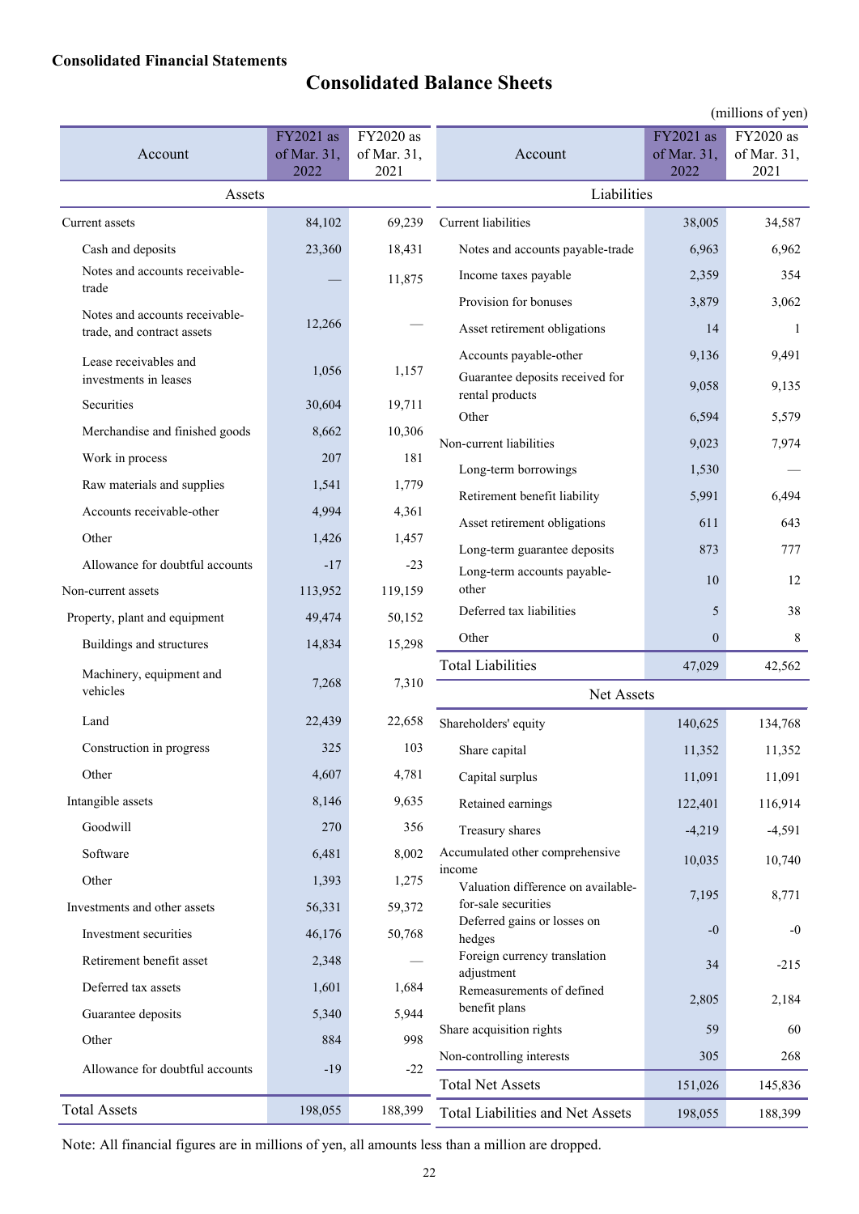**Consolidated Financial Statements**

# Consolidated Balance Sheets

(millions of yen)

| Account | FY2021 as of Mar. 31, 2022 | FY2020 as of Mar. 31, 2021 |
|---|---|---|
| **Assets** | | |
| Current assets | 84,102 | 69,239 |
| Cash and deposits | 23,360 | 18,431 |
| Notes and accounts receivable-trade | — | 11,875 |
| Notes and accounts receivable-trade, and contract assets | 12,266 | — |
| Lease receivables and investments in leases | 1,056 | 1,157 |
| Securities | 30,604 | 19,711 |
| Merchandise and finished goods | 8,662 | 10,306 |
| Work in process | 207 | 181 |
| Raw materials and supplies | 1,541 | 1,779 |
| Accounts receivable-other | 4,994 | 4,361 |
| Other | 1,426 | 1,457 |
| Allowance for doubtful accounts | -17 | -23 |
| Non-current assets | 113,952 | 119,159 |
| Property, plant and equipment | 49,474 | 50,152 |
| Buildings and structures | 14,834 | 15,298 |
| Machinery, equipment and vehicles | 7,268 | 7,310 |
| Land | 22,439 | 22,658 |
| Construction in progress | 325 | 103 |
| Other | 4,607 | 4,781 |
| Intangible assets | 8,146 | 9,635 |
| Goodwill | 270 | 356 |
| Software | 6,481 | 8,002 |
| Other | 1,393 | 1,275 |
| Investments and other assets | 56,331 | 59,372 |
| Investment securities | 46,176 | 50,768 |
| Retirement benefit asset | 2,348 | — |
| Deferred tax assets | 1,601 | 1,684 |
| Guarantee deposits | 5,340 | 5,944 |
| Other | 884 | 998 |
| Allowance for doubtful accounts | -19 | -22 |
| **Total Assets** | 198,055 | 188,399 |

| Account | FY2021 as of Mar. 31, 2022 | FY2020 as of Mar. 31, 2021 |
|---|---|---|
| **Liabilities** | | |
| Current liabilities | 38,005 | 34,587 |
| Notes and accounts payable-trade | 6,963 | 6,962 |
| Income taxes payable | 2,359 | 354 |
| Provision for bonuses | 3,879 | 3,062 |
| Asset retirement obligations | 14 | 1 |
| Accounts payable-other | 9,136 | 9,491 |
| Guarantee deposits received for rental products | 9,058 | 9,135 |
| Other | 6,594 | 5,579 |
| Non-current liabilities | 9,023 | 7,974 |
| Long-term borrowings | 1,530 | — |
| Retirement benefit liability | 5,991 | 6,494 |
| Asset retirement obligations | 611 | 643 |
| Long-term guarantee deposits | 873 | 777 |
| Long-term accounts payable-other | 10 | 12 |
| Deferred tax liabilities | 5 | 38 |
| Other | 0 | 8 |
| **Total Liabilities** | 47,029 | 42,562 |
| **Net Assets** | | |
| Shareholders' equity | 140,625 | 134,768 |
| Share capital | 11,352 | 11,352 |
| Capital surplus | 11,091 | 11,091 |
| Retained earnings | 122,401 | 116,914 |
| Treasury shares | -4,219 | -4,591 |
| Accumulated other comprehensive income | 10,035 | 10,740 |
| Valuation difference on available-for-sale securities | 7,195 | 8,771 |
| Deferred gains or losses on hedges | -0 | -0 |
| Foreign currency translation adjustment | 34 | -215 |
| Remeasurements of defined benefit plans | 2,805 | 2,184 |
| Share acquisition rights | 59 | 60 |
| Non-controlling interests | 305 | 268 |
| **Total Net Assets** | 151,026 | 145,836 |
| **Total Liabilities and Net Assets** | 198,055 | 188,399 |

Note: All financial figures are in millions of yen, all amounts less than a million are dropped.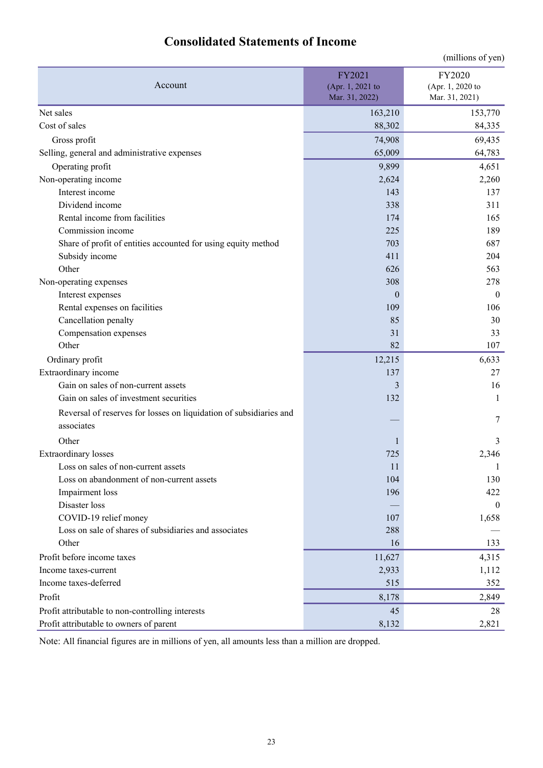# Consolidated Statements of Income

(millions of yen)

| Account | FY2021 (Apr. 1, 2021 to Mar. 31, 2022) | FY2020 (Apr. 1, 2020 to Mar. 31, 2021) |
|---|---|---|
| Net sales | 163,210 | 153,770 |
| Cost of sales | 88,302 | 84,335 |
| Gross profit | 74,908 | 69,435 |
| Selling, general and administrative expenses | 65,009 | 64,783 |
| Operating profit | 9,899 | 4,651 |
| Non-operating income | 2,624 | 2,260 |
| Interest income | 143 | 137 |
| Dividend income | 338 | 311 |
| Rental income from facilities | 174 | 165 |
| Commission income | 225 | 189 |
| Share of profit of entities accounted for using equity method | 703 | 687 |
| Subsidy income | 411 | 204 |
| Other | 626 | 563 |
| Non-operating expenses | 308 | 278 |
| Interest expenses | 0 | 0 |
| Rental expenses on facilities | 109 | 106 |
| Cancellation penalty | 85 | 30 |
| Compensation expenses | 31 | 33 |
| Other | 82 | 107 |
| Ordinary profit | 12,215 | 6,633 |
| Extraordinary income | 137 | 27 |
| Gain on sales of non-current assets | 3 | 16 |
| Gain on sales of investment securities | 132 | 1 |
| Reversal of reserves for losses on liquidation of subsidiaries and associates | — | 7 |
| Other | 1 | 3 |
| Extraordinary losses | 725 | 2,346 |
| Loss on sales of non-current assets | 11 | 1 |
| Loss on abandonment of non-current assets | 104 | 130 |
| Impairment loss | 196 | 422 |
| Disaster loss | — | 0 |
| COVID-19 relief money | 107 | 1,658 |
| Loss on sale of shares of subsidiaries and associates | 288 | — |
| Other | 16 | 133 |
| Profit before income taxes | 11,627 | 4,315 |
| Income taxes-current | 2,933 | 1,112 |
| Income taxes-deferred | 515 | 352 |
| Profit | 8,178 | 2,849 |
| Profit attributable to non-controlling interests | 45 | 28 |
| Profit attributable to owners of parent | 8,132 | 2,821 |

Note: All financial figures are in millions of yen, all amounts less than a million are dropped.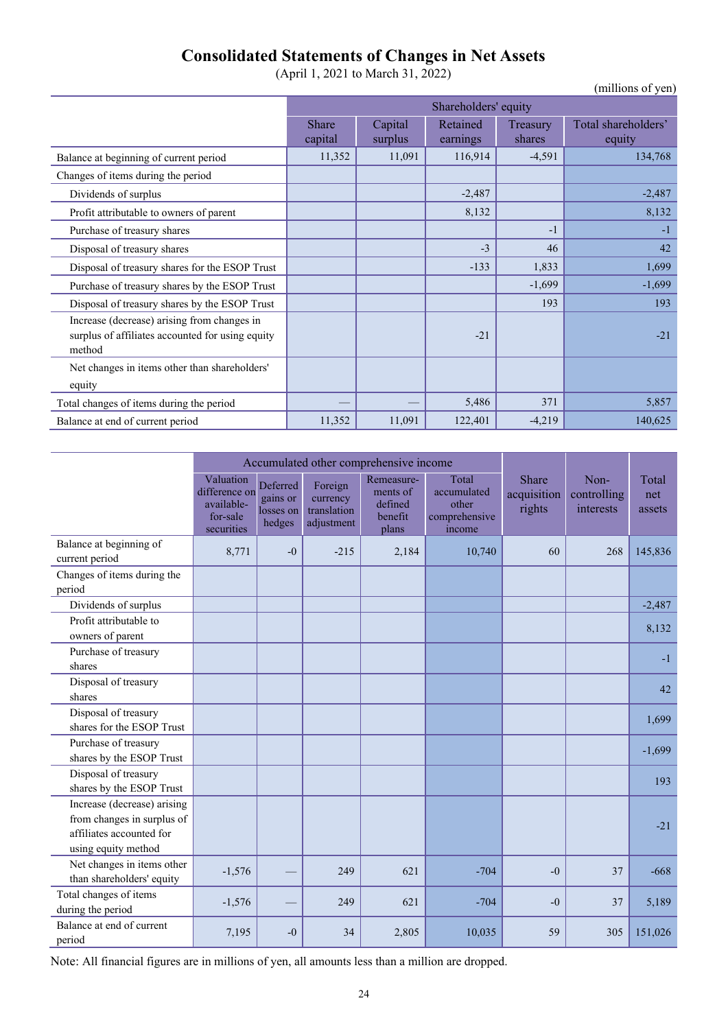# Consolidated Statements of Changes in Net Assets

(April 1, 2021 to March 31, 2022)

(millions of yen)

| | Shareholders' equity | | | | |
|---|---|---|---|---|---|
| | Share capital | Capital surplus | Retained earnings | Treasury shares | Total shareholders' equity |
| Balance at beginning of current period | 11,352 | 11,091 | 116,914 | -4,591 | 134,768 |
| Changes of items during the period | | | | | |
| Dividends of surplus | | | -2,487 | | -2,487 |
| Profit attributable to owners of parent | | | 8,132 | | 8,132 |
| Purchase of treasury shares | | | | -1 | -1 |
| Disposal of treasury shares | | | -3 | 46 | 42 |
| Disposal of treasury shares for the ESOP Trust | | | -133 | 1,833 | 1,699 |
| Purchase of treasury shares by the ESOP Trust | | | | -1,699 | -1,699 |
| Disposal of treasury shares by the ESOP Trust | | | | 193 | 193 |
| Increase (decrease) arising from changes in surplus of affiliates accounted for using equity method | | | -21 | | -21 |
| Net changes in items other than shareholders' equity | | | | | |
| Total changes of items during the period | — | — | 5,486 | 371 | 5,857 |
| Balance at end of current period | 11,352 | 11,091 | 122,401 | -4,219 | 140,625 |

| | Accumulated other comprehensive income | | | | | Share acquisition rights | Non-controlling interests | Total net assets |
|---|---|---|---|---|---|---|---|---|
| | Valuation difference on available-for-sale securities | Deferred gains or losses on hedges | Foreign currency translation adjustment | Remeasurements of defined benefit plans | Total accumulated other comprehensive income | | | |
| Balance at beginning of current period | 8,771 | -0 | -215 | 2,184 | 10,740 | 60 | 268 | 145,836 |
| Changes of items during the period | | | | | | | | |
| Dividends of surplus | | | | | | | | -2,487 |
| Profit attributable to owners of parent | | | | | | | | 8,132 |
| Purchase of treasury shares | | | | | | | | -1 |
| Disposal of treasury shares | | | | | | | | 42 |
| Disposal of treasury shares for the ESOP Trust | | | | | | | | 1,699 |
| Purchase of treasury shares by the ESOP Trust | | | | | | | | -1,699 |
| Disposal of treasury shares by the ESOP Trust | | | | | | | | 193 |
| Increase (decrease) arising from changes in surplus of affiliates accounted for using equity method | | | | | | | | -21 |
| Net changes in items other than shareholders' equity | -1,576 | — | 249 | 621 | -704 | -0 | 37 | -668 |
| Total changes of items during the period | -1,576 | — | 249 | 621 | -704 | -0 | 37 | 5,189 |
| Balance at end of current period | 7,195 | -0 | 34 | 2,805 | 10,035 | 59 | 305 | 151,026 |

Note: All financial figures are in millions of yen, all amounts less than a million are dropped.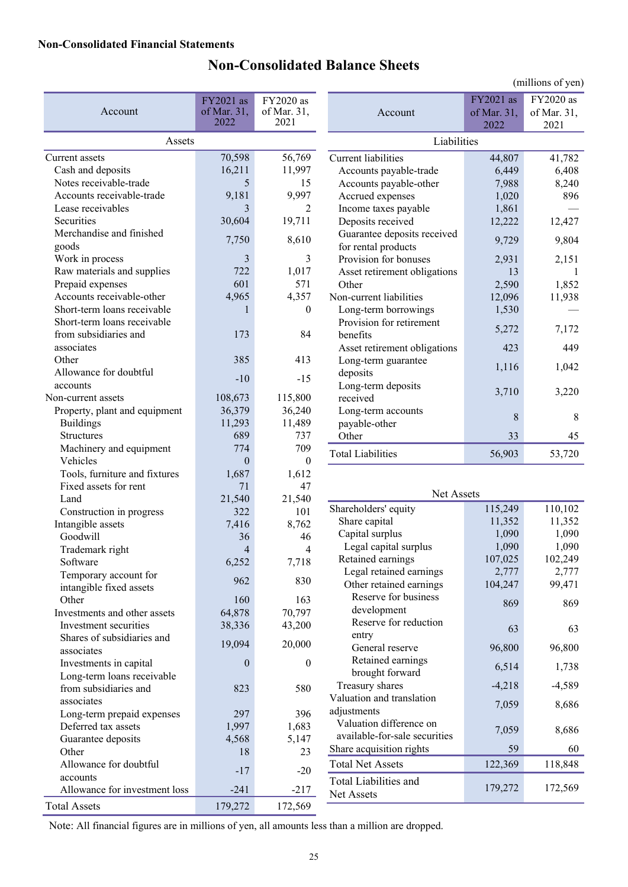**Non-Consolidated Financial Statements**

# Non-Consolidated Balance Sheets

(millions of yen)

| Account | FY2021 as of Mar. 31, 2022 | FY2020 as of Mar. 31, 2021 |
|---|---|---|
| **Assets** | | |
| Current assets | 70,598 | 56,769 |
| Cash and deposits | 16,211 | 11,997 |
| Notes receivable-trade | 5 | 15 |
| Accounts receivable-trade | 9,181 | 9,997 |
| Lease receivables | 3 | 2 |
| Securities | 30,604 | 19,711 |
| Merchandise and finished goods | 7,750 | 8,610 |
| Work in process | 3 | 3 |
| Raw materials and supplies | 722 | 1,017 |
| Prepaid expenses | 601 | 571 |
| Accounts receivable-other | 4,965 | 4,357 |
| Short-term loans receivable | 1 | 0 |
| Short-term loans receivable from subsidiaries and associates | 173 | 84 |
| Other | 385 | 413 |
| Allowance for doubtful accounts | -10 | -15 |
| Non-current assets | 108,673 | 115,800 |
| Property, plant and equipment | 36,379 | 36,240 |
| Buildings | 11,293 | 11,489 |
| Structures | 689 | 737 |
| Machinery and equipment | 774 | 709 |
| Vehicles | 0 | 0 |
| Tools, furniture and fixtures | 1,687 | 1,612 |
| Fixed assets for rent | 71 | 47 |
| Land | 21,540 | 21,540 |
| Construction in progress | 322 | 101 |
| Intangible assets | 7,416 | 8,762 |
| Goodwill | 36 | 46 |
| Trademark right | 4 | 4 |
| Software | 6,252 | 7,718 |
| Temporary account for intangible fixed assets | 962 | 830 |
| Other | 160 | 163 |
| Investments and other assets | 64,878 | 70,797 |
| Investment securities | 38,336 | 43,200 |
| Shares of subsidiaries and associates | 19,094 | 20,000 |
| Investments in capital | 0 | 0 |
| Long-term loans receivable from subsidiaries and associates | 823 | 580 |
| Long-term prepaid expenses | 297 | 396 |
| Deferred tax assets | 1,997 | 1,683 |
| Guarantee deposits | 4,568 | 5,147 |
| Other | 18 | 23 |
| Allowance for doubtful accounts | -17 | -20 |
| Allowance for investment loss | -241 | -217 |
| Total Assets | 179,272 | 172,569 |

| Account | FY2021 as of Mar. 31, 2022 | FY2020 as of Mar. 31, 2021 |
|---|---|---|
| **Liabilities** | | |
| Current liabilities | 44,807 | 41,782 |
| Accounts payable-trade | 6,449 | 6,408 |
| Accounts payable-other | 7,988 | 8,240 |
| Accrued expenses | 1,020 | 896 |
| Income taxes payable | 1,861 | — |
| Deposits received | 12,222 | 12,427 |
| Guarantee deposits received for rental products | 9,729 | 9,804 |
| Provision for bonuses | 2,931 | 2,151 |
| Asset retirement obligations | 13 | 1 |
| Other | 2,590 | 1,852 |
| Non-current liabilities | 12,096 | 11,938 |
| Long-term borrowings | 1,530 | — |
| Provision for retirement benefits | 5,272 | 7,172 |
| Asset retirement obligations | 423 | 449 |
| Long-term guarantee deposits | 1,116 | 1,042 |
| Long-term deposits received | 3,710 | 3,220 |
| Long-term accounts payable-other | 8 | 8 |
| Other | 33 | 45 |
| Total Liabilities | 56,903 | 53,720 |
| **Net Assets** | | |
| Shareholders' equity | 115,249 | 110,102 |
| Share capital | 11,352 | 11,352 |
| Capital surplus | 1,090 | 1,090 |
| Legal capital surplus | 1,090 | 1,090 |
| Retained earnings | 107,025 | 102,249 |
| Legal retained earnings | 2,777 | 2,777 |
| Other retained earnings | 104,247 | 99,471 |
| Reserve for business development | 869 | 869 |
| Reserve for reduction entry | 63 | 63 |
| General reserve | 96,800 | 96,800 |
| Retained earnings brought forward | 6,514 | 1,738 |
| Treasury shares | -4,218 | -4,589 |
| Valuation and translation adjustments | 7,059 | 8,686 |
| Valuation difference on available-for-sale securities | 7,059 | 8,686 |
| Share acquisition rights | 59 | 60 |
| Total Net Assets | 122,369 | 118,848 |
| Total Liabilities and Net Assets | 179,272 | 172,569 |

Note: All financial figures are in millions of yen, all amounts less than a million are dropped.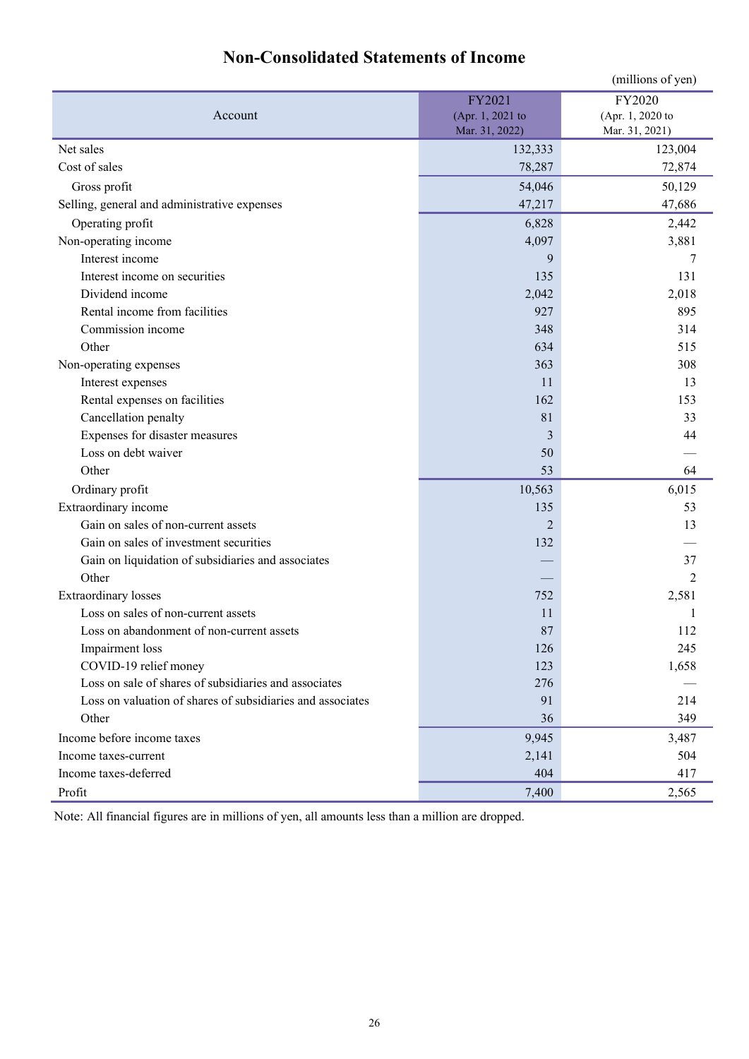# Non-Consolidated Statements of Income

(millions of yen)

| Account | FY2021 (Apr. 1, 2021 to Mar. 31, 2022) | FY2020 (Apr. 1, 2020 to Mar. 31, 2021) |
|---|---|---|
| Net sales | 132,333 | 123,004 |
| Cost of sales | 78,287 | 72,874 |
| Gross profit | 54,046 | 50,129 |
| Selling, general and administrative expenses | 47,217 | 47,686 |
| Operating profit | 6,828 | 2,442 |
| Non-operating income | 4,097 | 3,881 |
| Interest income | 9 | 7 |
| Interest income on securities | 135 | 131 |
| Dividend income | 2,042 | 2,018 |
| Rental income from facilities | 927 | 895 |
| Commission income | 348 | 314 |
| Other | 634 | 515 |
| Non-operating expenses | 363 | 308 |
| Interest expenses | 11 | 13 |
| Rental expenses on facilities | 162 | 153 |
| Cancellation penalty | 81 | 33 |
| Expenses for disaster measures | 3 | 44 |
| Loss on debt waiver | 50 | — |
| Other | 53 | 64 |
| Ordinary profit | 10,563 | 6,015 |
| Extraordinary income | 135 | 53 |
| Gain on sales of non-current assets | 2 | 13 |
| Gain on sales of investment securities | 132 | — |
| Gain on liquidation of subsidiaries and associates | — | 37 |
| Other | — | 2 |
| Extraordinary losses | 752 | 2,581 |
| Loss on sales of non-current assets | 11 | 1 |
| Loss on abandonment of non-current assets | 87 | 112 |
| Impairment loss | 126 | 245 |
| COVID-19 relief money | 123 | 1,658 |
| Loss on sale of shares of subsidiaries and associates | 276 | — |
| Loss on valuation of shares of subsidiaries and associates | 91 | 214 |
| Other | 36 | 349 |
| Income before income taxes | 9,945 | 3,487 |
| Income taxes-current | 2,141 | 504 |
| Income taxes-deferred | 404 | 417 |
| Profit | 7,400 | 2,565 |

Note: All financial figures are in millions of yen, all amounts less than a million are dropped.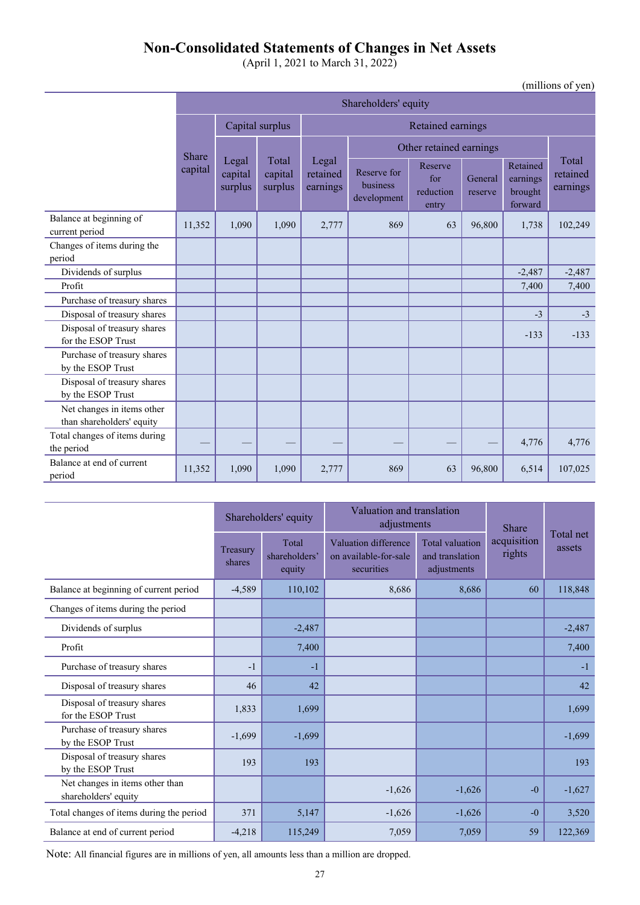# Non-Consolidated Statements of Changes in Net Assets

(April 1, 2021 to March 31, 2022)

(millions of yen)

| | Shareholders' equity | | | | | | | | |
|---|---|---|---|---|---|---|---|---|---|
| | Share capital | Capital surplus | | Retained earnings | | | | | |
| | | Legal capital surplus | Total capital surplus | Legal retained earnings | Other retained earnings | | | | Total retained earnings |
| | | | | | Reserve for business development | Reserve for reduction entry | General reserve | Retained earnings brought forward | |
| Balance at beginning of current period | 11,352 | 1,090 | 1,090 | 2,777 | 869 | 63 | 96,800 | 1,738 | 102,249 |
| Changes of items during the period | | | | | | | | | |
| Dividends of surplus | | | | | | | | -2,487 | -2,487 |
| Profit | | | | | | | | 7,400 | 7,400 |
| Purchase of treasury shares | | | | | | | | | |
| Disposal of treasury shares | | | | | | | | -3 | -3 |
| Disposal of treasury shares for the ESOP Trust | | | | | | | | -133 | -133 |
| Purchase of treasury shares by the ESOP Trust | | | | | | | | | |
| Disposal of treasury shares by the ESOP Trust | | | | | | | | | |
| Net changes in items other than shareholders' equity | | | | | | | | | |
| Total changes of items during the period | — | — | — | — | — | — | — | 4,776 | 4,776 |
| Balance at end of current period | 11,352 | 1,090 | 1,090 | 2,777 | 869 | 63 | 96,800 | 6,514 | 107,025 |

| | Shareholders' equity | | Valuation and translation adjustments | | Share acquisition rights | Total net assets |
|---|---|---|---|---|---|---|
| | Treasury shares | Total shareholders' equity | Valuation difference on available-for-sale securities | Total valuation and translation adjustments | | |
| Balance at beginning of current period | -4,589 | 110,102 | 8,686 | 8,686 | 60 | 118,848 |
| Changes of items during the period | | | | | | |
| Dividends of surplus | | -2,487 | | | | -2,487 |
| Profit | | 7,400 | | | | 7,400 |
| Purchase of treasury shares | -1 | -1 | | | | -1 |
| Disposal of treasury shares | 46 | 42 | | | | 42 |
| Disposal of treasury shares for the ESOP Trust | 1,833 | 1,699 | | | | 1,699 |
| Purchase of treasury shares by the ESOP Trust | -1,699 | -1,699 | | | | -1,699 |
| Disposal of treasury shares by the ESOP Trust | 193 | 193 | | | | 193 |
| Net changes in items other than shareholders' equity | | | -1,626 | -1,626 | -0 | -1,627 |
| Total changes of items during the period | 371 | 5,147 | -1,626 | -1,626 | -0 | 3,520 |
| Balance at end of current period | -4,218 | 115,249 | 7,059 | 7,059 | 59 | 122,369 |

Note: All financial figures are in millions of yen, all amounts less than a million are dropped.